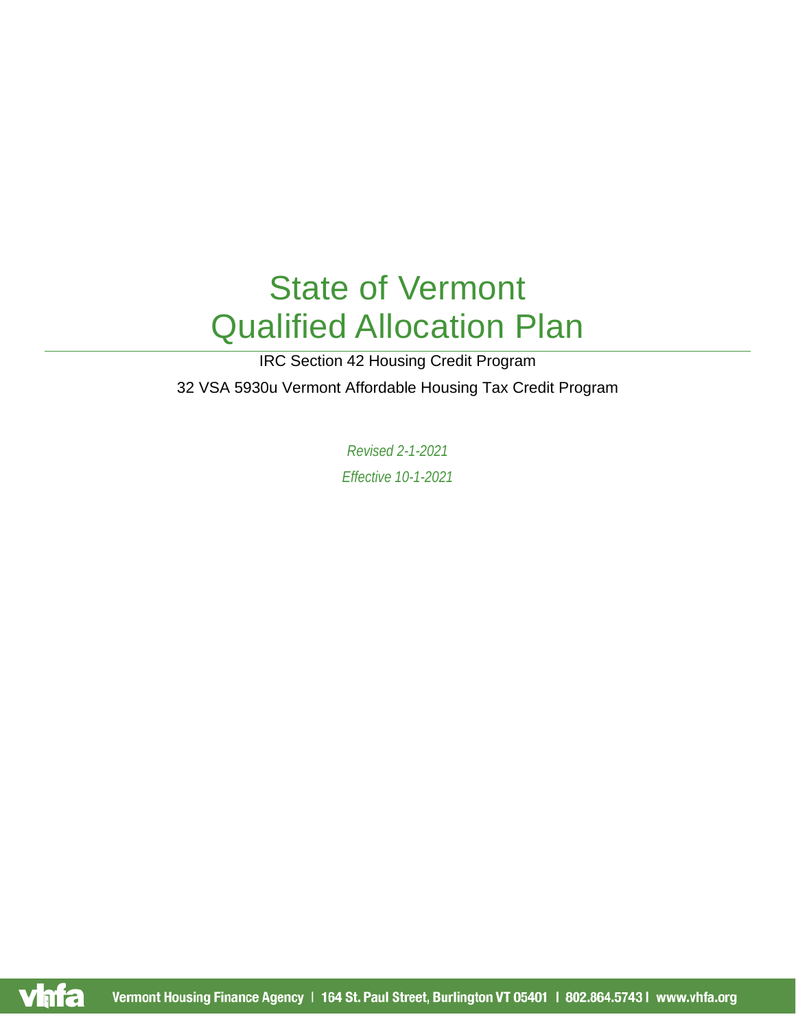# State of Vermont Qualified Allocation Plan

IRC Section 42 Housing Credit Program

32 VSA 5930u Vermont Affordable Housing Tax Credit Program

*Revised 2-1-2021*

*Effective 10-1-2021*

Vermont Housing Finance Agency | 164 St. Paul Street, Burlington VT 05401 | 802.864.5743 | www.vhfa.org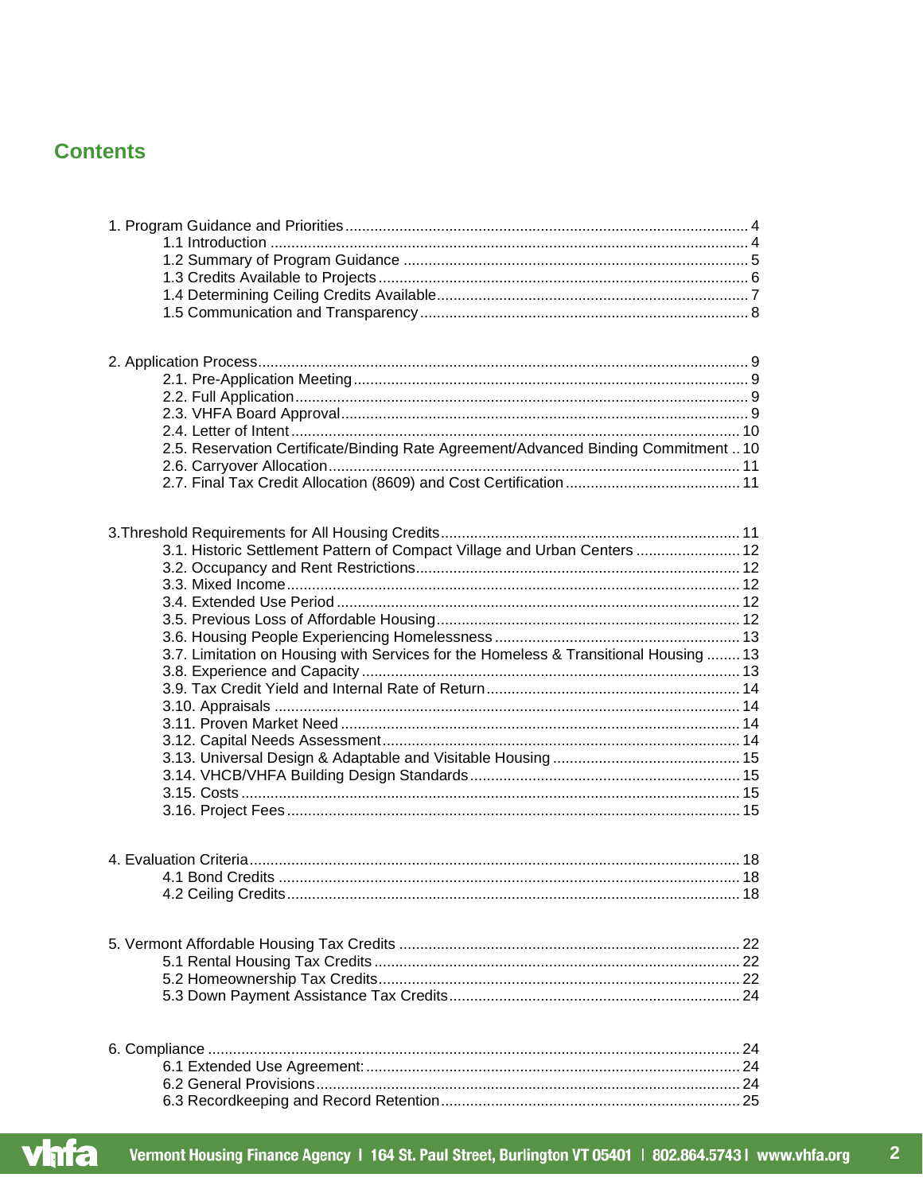## Contents

1. Program Guidance and Priorities ... 4
    - 1.1 Introduction ... 4
    - 1.2 Summary of Program Guidance ... 5
    - 1.3 Credits Available to Projects ... 6
    - 1.4 Determining Ceiling Credits Available ... 7
    - 1.5 Communication and Transparency ... 8

2. Application Process ... 9
    - 2.1. Pre-Application Meeting ... 9
    - 2.2. Full Application ... 9
    - 2.3. VHFA Board Approval ... 9
    - 2.4. Letter of Intent ... 10
    - 2.5. Reservation Certificate/Binding Rate Agreement/Advanced Binding Commitment ... 10
    - 2.6. Carryover Allocation ... 11
    - 2.7. Final Tax Credit Allocation (8609) and Cost Certification ... 11

3. Threshold Requirements for All Housing Credits ... 11
    - 3.1. Historic Settlement Pattern of Compact Village and Urban Centers ... 12
    - 3.2. Occupancy and Rent Restrictions ... 12
    - 3.3. Mixed Income ... 12
    - 3.4. Extended Use Period ... 12
    - 3.5. Previous Loss of Affordable Housing ... 12
    - 3.6. Housing People Experiencing Homelessness ... 13
    - 3.7. Limitation on Housing with Services for the Homeless & Transitional Housing ... 13
    - 3.8. Experience and Capacity ... 13
    - 3.9. Tax Credit Yield and Internal Rate of Return ... 14
    - 3.10. Appraisals ... 14
    - 3.11. Proven Market Need ... 14
    - 3.12. Capital Needs Assessment ... 14
    - 3.13. Universal Design & Adaptable and Visitable Housing ... 15
    - 3.14. VHCB/VHFA Building Design Standards ... 15
    - 3.15. Costs ... 15
    - 3.16. Project Fees ... 15

4. Evaluation Criteria ... 18
    - 4.1 Bond Credits ... 18
    - 4.2 Ceiling Credits ... 18

5. Vermont Affordable Housing Tax Credits ... 22
    - 5.1 Rental Housing Tax Credits ... 22
    - 5.2 Homeownership Tax Credits ... 22
    - 5.3 Down Payment Assistance Tax Credits ... 24

6. Compliance ... 24
    - 6.1 Extended Use Agreement: ... 24
    - 6.2 General Provisions ... 24
    - 6.3 Recordkeeping and Record Retention ... 25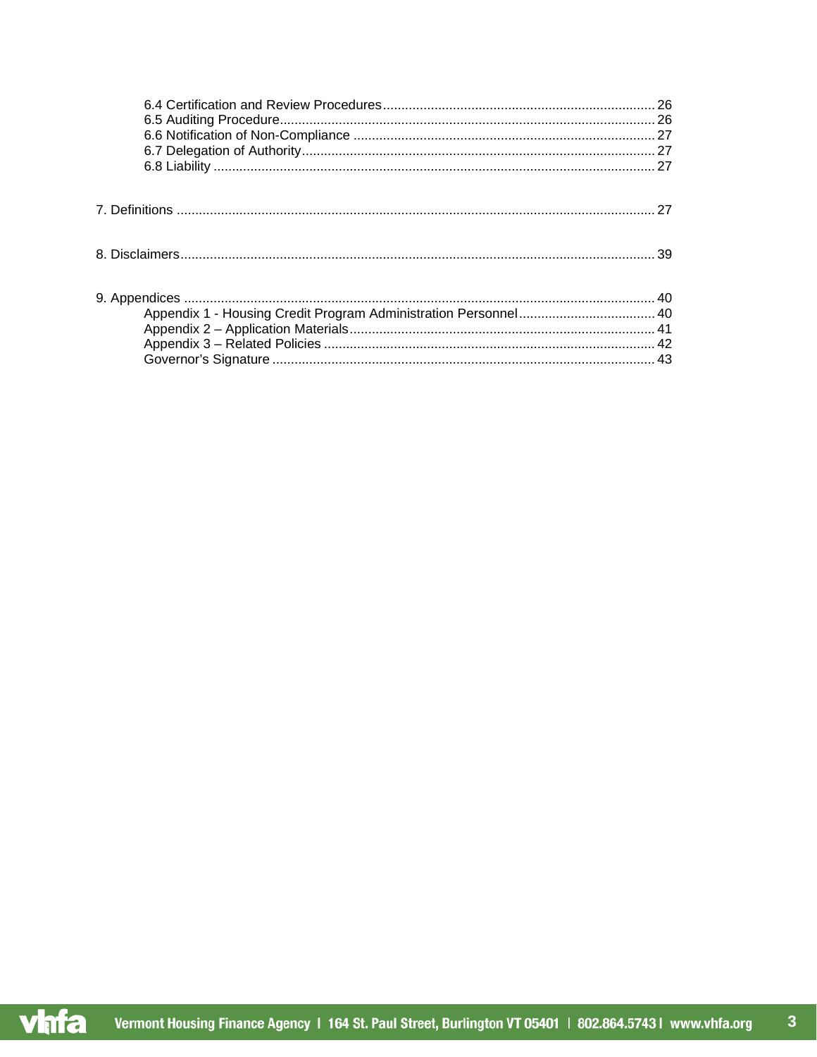6.4 Certification and Review Procedures ........................................................................ 26
6.5 Auditing Procedure.................................................................................................... 26
6.6 Notification of Non-Compliance ................................................................................. 27
6.7 Delegation of Authority............................................................................................... 27
6.8 Liability ...................................................................................................................... 27

7. Definitions ................................................................................................................................ 27

8. Disclaimers............................................................................................................................... 39

9. Appendices .............................................................................................................................. 40
Appendix 1 - Housing Credit Program Administration Personnel.................................... 40
Appendix 2 – Application Materials................................................................................. 41
Appendix 3 – Related Policies ........................................................................................ 42
Governor's Signature ...................................................................................................... 43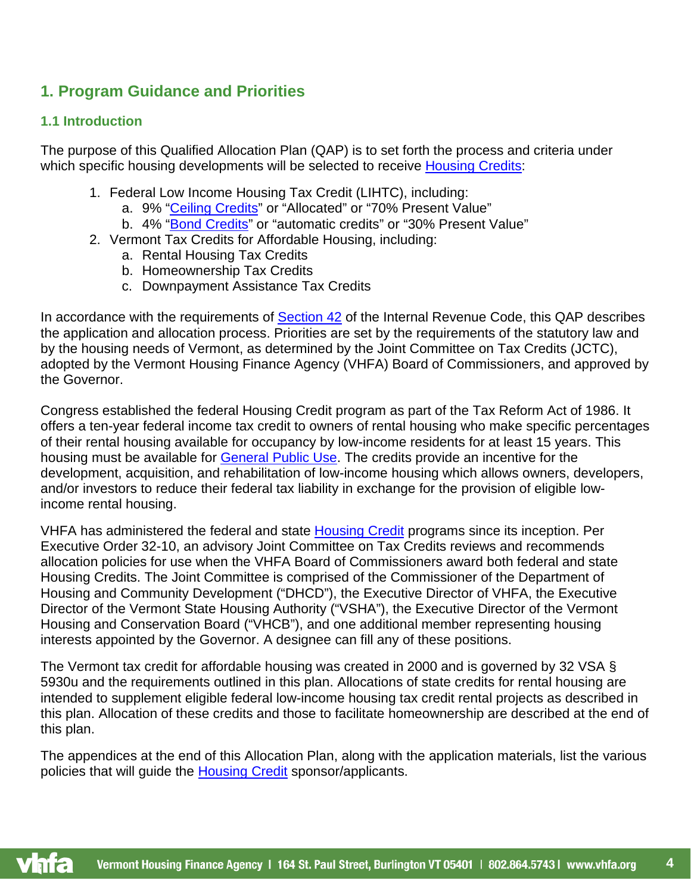## 1. Program Guidance and Priorities

### 1.1 Introduction

The purpose of this Qualified Allocation Plan (QAP) is to set forth the process and criteria under which specific housing developments will be selected to receive Housing Credits:

1. Federal Low Income Housing Tax Credit (LIHTC), including:
   a. 9% "Ceiling Credits" or "Allocated" or "70% Present Value"
   b. 4% "Bond Credits" or "automatic credits" or "30% Present Value"
2. Vermont Tax Credits for Affordable Housing, including:
   a. Rental Housing Tax Credits
   b. Homeownership Tax Credits
   c. Downpayment Assistance Tax Credits

In accordance with the requirements of Section 42 of the Internal Revenue Code, this QAP describes the application and allocation process. Priorities are set by the requirements of the statutory law and by the housing needs of Vermont, as determined by the Joint Committee on Tax Credits (JCTC), adopted by the Vermont Housing Finance Agency (VHFA) Board of Commissioners, and approved by the Governor.

Congress established the federal Housing Credit program as part of the Tax Reform Act of 1986. It offers a ten-year federal income tax credit to owners of rental housing who make specific percentages of their rental housing available for occupancy by low-income residents for at least 15 years. This housing must be available for General Public Use. The credits provide an incentive for the development, acquisition, and rehabilitation of low-income housing which allows owners, developers, and/or investors to reduce their federal tax liability in exchange for the provision of eligible low-income rental housing.

VHFA has administered the federal and state Housing Credit programs since its inception. Per Executive Order 32-10, an advisory Joint Committee on Tax Credits reviews and recommends allocation policies for use when the VHFA Board of Commissioners award both federal and state Housing Credits. The Joint Committee is comprised of the Commissioner of the Department of Housing and Community Development ("DHCD"), the Executive Director of VHFA, the Executive Director of the Vermont State Housing Authority ("VSHA"), the Executive Director of the Vermont Housing and Conservation Board ("VHCB"), and one additional member representing housing interests appointed by the Governor. A designee can fill any of these positions.

The Vermont tax credit for affordable housing was created in 2000 and is governed by 32 VSA § 5930u and the requirements outlined in this plan. Allocations of state credits for rental housing are intended to supplement eligible federal low-income housing tax credit rental projects as described in this plan. Allocation of these credits and those to facilitate homeownership are described at the end of this plan.

The appendices at the end of this Allocation Plan, along with the application materials, list the various policies that will guide the Housing Credit sponsor/applicants.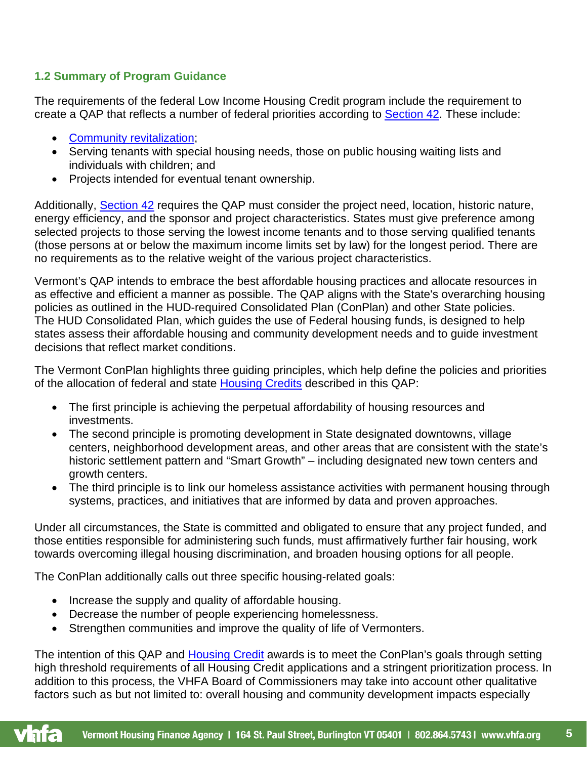## 1.2 Summary of Program Guidance

The requirements of the federal Low Income Housing Credit program include the requirement to create a QAP that reflects a number of federal priorities according to Section 42. These include:

- Community revitalization;
- Serving tenants with special housing needs, those on public housing waiting lists and individuals with children; and
- Projects intended for eventual tenant ownership.

Additionally, Section 42 requires the QAP must consider the project need, location, historic nature, energy efficiency, and the sponsor and project characteristics. States must give preference among selected projects to those serving the lowest income tenants and to those serving qualified tenants (those persons at or below the maximum income limits set by law) for the longest period. There are no requirements as to the relative weight of the various project characteristics.

Vermont's QAP intends to embrace the best affordable housing practices and allocate resources in as effective and efficient a manner as possible. The QAP aligns with the State's overarching housing policies as outlined in the HUD-required Consolidated Plan (ConPlan) and other State policies. The HUD Consolidated Plan, which guides the use of Federal housing funds, is designed to help states assess their affordable housing and community development needs and to guide investment decisions that reflect market conditions.

The Vermont ConPlan highlights three guiding principles, which help define the policies and priorities of the allocation of federal and state Housing Credits described in this QAP:

- The first principle is achieving the perpetual affordability of housing resources and investments.
- The second principle is promoting development in State designated downtowns, village centers, neighborhood development areas, and other areas that are consistent with the state's historic settlement pattern and "Smart Growth" – including designated new town centers and growth centers.
- The third principle is to link our homeless assistance activities with permanent housing through systems, practices, and initiatives that are informed by data and proven approaches.

Under all circumstances, the State is committed and obligated to ensure that any project funded, and those entities responsible for administering such funds, must affirmatively further fair housing, work towards overcoming illegal housing discrimination, and broaden housing options for all people.

The ConPlan additionally calls out three specific housing-related goals:

- Increase the supply and quality of affordable housing.
- Decrease the number of people experiencing homelessness.
- Strengthen communities and improve the quality of life of Vermonters.

The intention of this QAP and Housing Credit awards is to meet the ConPlan's goals through setting high threshold requirements of all Housing Credit applications and a stringent prioritization process. In addition to this process, the VHFA Board of Commissioners may take into account other qualitative factors such as but not limited to: overall housing and community development impacts especially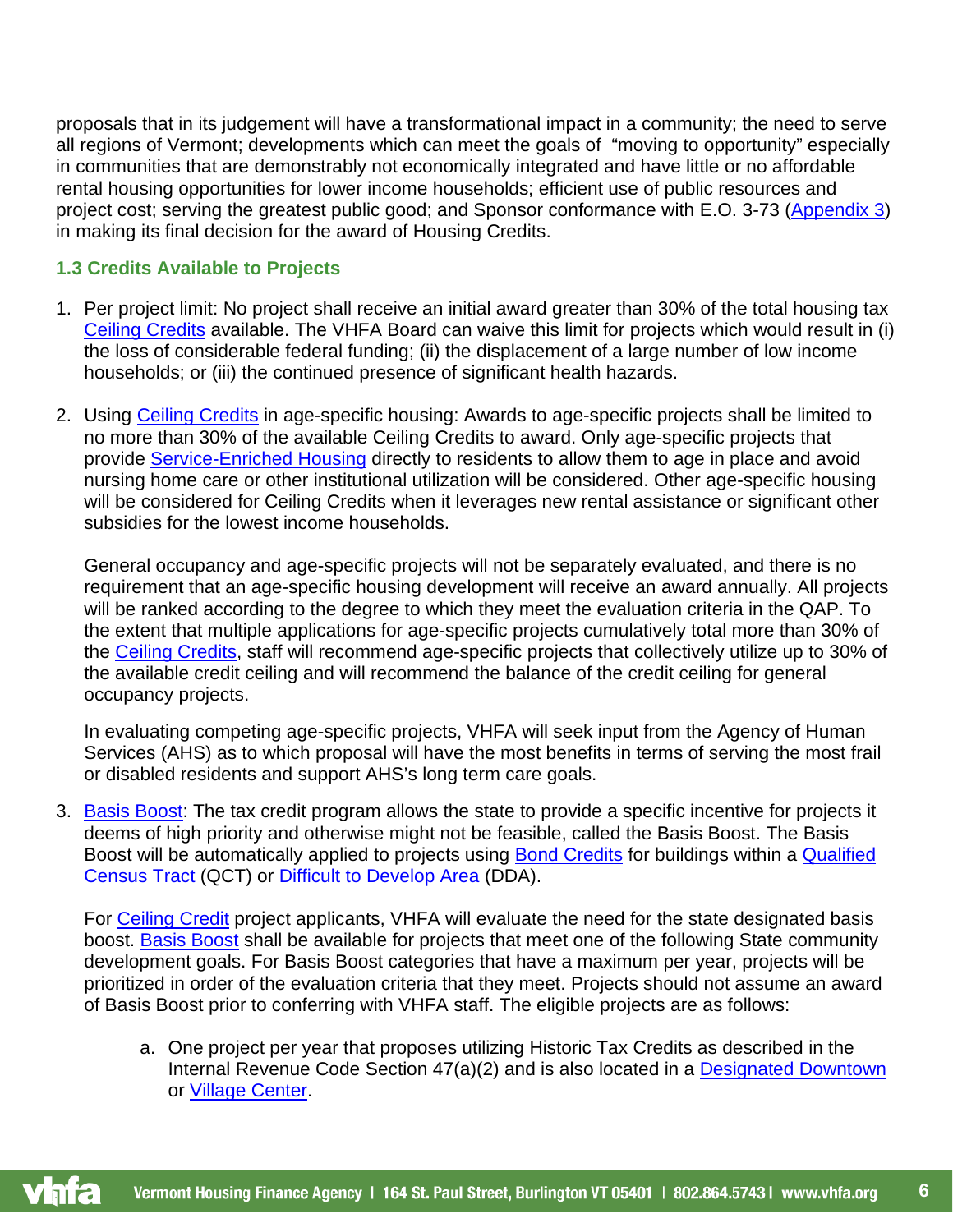proposals that in its judgement will have a transformational impact in a community; the need to serve all regions of Vermont; developments which can meet the goals of "moving to opportunity" especially in communities that are demonstrably not economically integrated and have little or no affordable rental housing opportunities for lower income households; efficient use of public resources and project cost; serving the greatest public good; and Sponsor conformance with E.O. 3-73 (Appendix 3) in making its final decision for the award of Housing Credits.

### 1.3 Credits Available to Projects

1. Per project limit: No project shall receive an initial award greater than 30% of the total housing tax Ceiling Credits available. The VHFA Board can waive this limit for projects which would result in (i) the loss of considerable federal funding; (ii) the displacement of a large number of low income households; or (iii) the continued presence of significant health hazards.

2. Using Ceiling Credits in age-specific housing: Awards to age-specific projects shall be limited to no more than 30% of the available Ceiling Credits to award. Only age-specific projects that provide Service-Enriched Housing directly to residents to allow them to age in place and avoid nursing home care or other institutional utilization will be considered. Other age-specific housing will be considered for Ceiling Credits when it leverages new rental assistance or significant other subsidies for the lowest income households.

   General occupancy and age-specific projects will not be separately evaluated, and there is no requirement that an age-specific housing development will receive an award annually. All projects will be ranked according to the degree to which they meet the evaluation criteria in the QAP. To the extent that multiple applications for age-specific projects cumulatively total more than 30% of the Ceiling Credits, staff will recommend age-specific projects that collectively utilize up to 30% of the available credit ceiling and will recommend the balance of the credit ceiling for general occupancy projects.

   In evaluating competing age-specific projects, VHFA will seek input from the Agency of Human Services (AHS) as to which proposal will have the most benefits in terms of serving the most frail or disabled residents and support AHS's long term care goals.

3. Basis Boost: The tax credit program allows the state to provide a specific incentive for projects it deems of high priority and otherwise might not be feasible, called the Basis Boost. The Basis Boost will be automatically applied to projects using Bond Credits for buildings within a Qualified Census Tract (QCT) or Difficult to Develop Area (DDA).

   For Ceiling Credit project applicants, VHFA will evaluate the need for the state designated basis boost. Basis Boost shall be available for projects that meet one of the following State community development goals. For Basis Boost categories that have a maximum per year, projects will be prioritized in order of the evaluation criteria that they meet. Projects should not assume an award of Basis Boost prior to conferring with VHFA staff. The eligible projects are as follows:

   a. One project per year that proposes utilizing Historic Tax Credits as described in the Internal Revenue Code Section 47(a)(2) and is also located in a Designated Downtown or Village Center.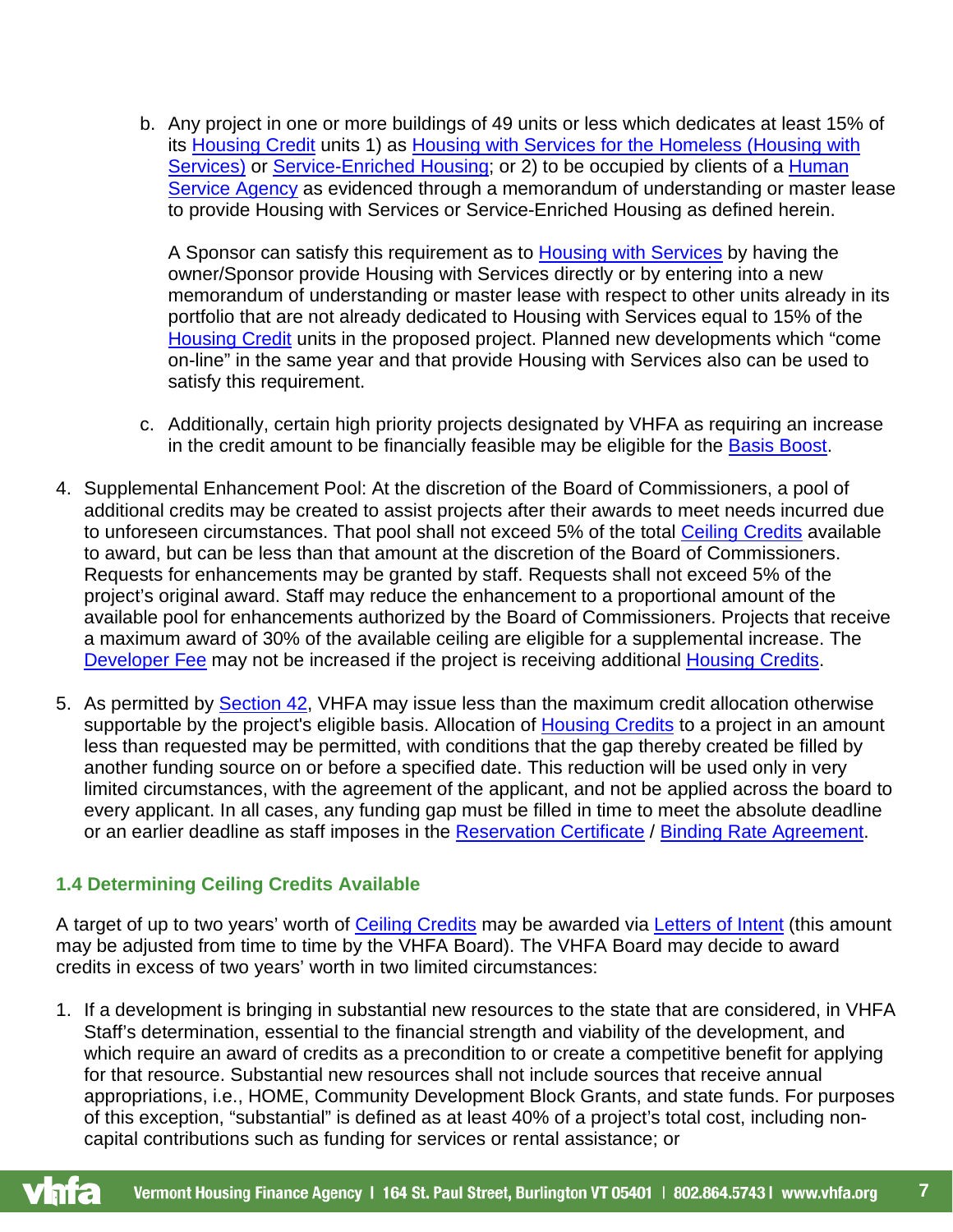b. Any project in one or more buildings of 49 units or less which dedicates at least 15% of its Housing Credit units 1) as Housing with Services for the Homeless (Housing with Services) or Service-Enriched Housing; or 2) to be occupied by clients of a Human Service Agency as evidenced through a memorandum of understanding or master lease to provide Housing with Services or Service-Enriched Housing as defined herein.

   A Sponsor can satisfy this requirement as to Housing with Services by having the owner/Sponsor provide Housing with Services directly or by entering into a new memorandum of understanding or master lease with respect to other units already in its portfolio that are not already dedicated to Housing with Services equal to 15% of the Housing Credit units in the proposed project. Planned new developments which "come on-line" in the same year and that provide Housing with Services also can be used to satisfy this requirement.

c. Additionally, certain high priority projects designated by VHFA as requiring an increase in the credit amount to be financially feasible may be eligible for the Basis Boost.

4. Supplemental Enhancement Pool: At the discretion of the Board of Commissioners, a pool of additional credits may be created to assist projects after their awards to meet needs incurred due to unforeseen circumstances. That pool shall not exceed 5% of the total Ceiling Credits available to award, but can be less than that amount at the discretion of the Board of Commissioners. Requests for enhancements may be granted by staff. Requests shall not exceed 5% of the project's original award. Staff may reduce the enhancement to a proportional amount of the available pool for enhancements authorized by the Board of Commissioners. Projects that receive a maximum award of 30% of the available ceiling are eligible for a supplemental increase. The Developer Fee may not be increased if the project is receiving additional Housing Credits.

5. As permitted by Section 42, VHFA may issue less than the maximum credit allocation otherwise supportable by the project's eligible basis. Allocation of Housing Credits to a project in an amount less than requested may be permitted, with conditions that the gap thereby created be filled by another funding source on or before a specified date. This reduction will be used only in very limited circumstances, with the agreement of the applicant, and not be applied across the board to every applicant. In all cases, any funding gap must be filled in time to meet the absolute deadline or an earlier deadline as staff imposes in the Reservation Certificate / Binding Rate Agreement.

### 1.4 Determining Ceiling Credits Available

A target of up to two years' worth of Ceiling Credits may be awarded via Letters of Intent (this amount may be adjusted from time to time by the VHFA Board). The VHFA Board may decide to award credits in excess of two years' worth in two limited circumstances:

1. If a development is bringing in substantial new resources to the state that are considered, in VHFA Staff's determination, essential to the financial strength and viability of the development, and which require an award of credits as a precondition to or create a competitive benefit for applying for that resource. Substantial new resources shall not include sources that receive annual appropriations, i.e., HOME, Community Development Block Grants, and state funds. For purposes of this exception, "substantial" is defined as at least 40% of a project's total cost, including non-capital contributions such as funding for services or rental assistance; or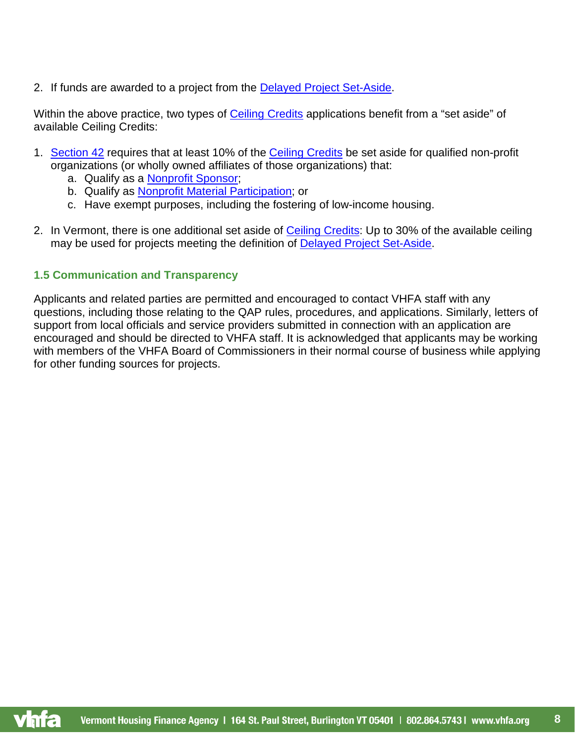2. If funds are awarded to a project from the Delayed Project Set-Aside.

Within the above practice, two types of Ceiling Credits applications benefit from a "set aside" of available Ceiling Credits:

1. Section 42 requires that at least 10% of the Ceiling Credits be set aside for qualified non-profit organizations (or wholly owned affiliates of those organizations) that:
   a. Qualify as a Nonprofit Sponsor;
   b. Qualify as Nonprofit Material Participation; or
   c. Have exempt purposes, including the fostering of low-income housing.

2. In Vermont, there is one additional set aside of Ceiling Credits: Up to 30% of the available ceiling may be used for projects meeting the definition of Delayed Project Set-Aside.

### 1.5 Communication and Transparency

Applicants and related parties are permitted and encouraged to contact VHFA staff with any questions, including those relating to the QAP rules, procedures, and applications. Similarly, letters of support from local officials and service providers submitted in connection with an application are encouraged and should be directed to VHFA staff. It is acknowledged that applicants may be working with members of the VHFA Board of Commissioners in their normal course of business while applying for other funding sources for projects.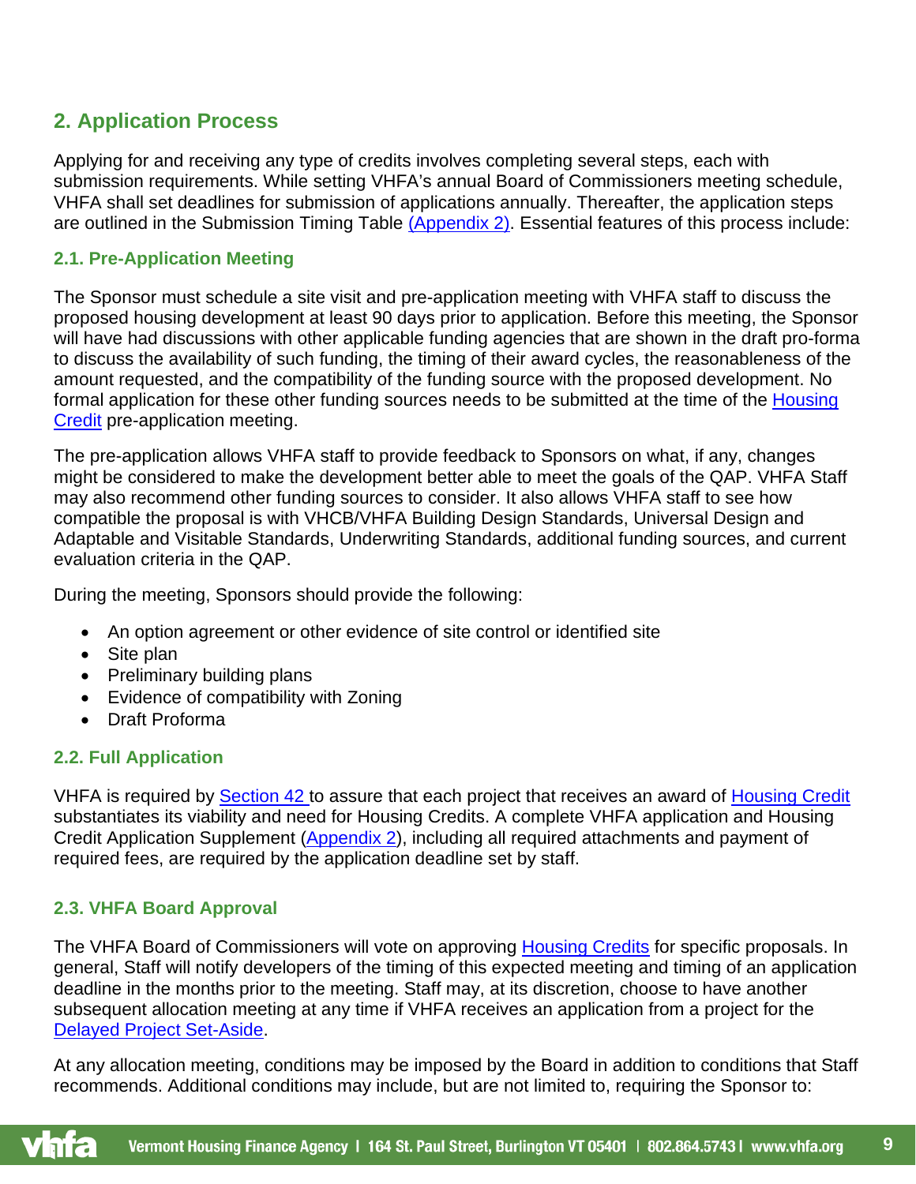## 2. Application Process

Applying for and receiving any type of credits involves completing several steps, each with submission requirements. While setting VHFA's annual Board of Commissioners meeting schedule, VHFA shall set deadlines for submission of applications annually. Thereafter, the application steps are outlined in the Submission Timing Table (Appendix 2). Essential features of this process include:

### 2.1. Pre-Application Meeting

The Sponsor must schedule a site visit and pre-application meeting with VHFA staff to discuss the proposed housing development at least 90 days prior to application. Before this meeting, the Sponsor will have had discussions with other applicable funding agencies that are shown in the draft pro-forma to discuss the availability of such funding, the timing of their award cycles, the reasonableness of the amount requested, and the compatibility of the funding source with the proposed development. No formal application for these other funding sources needs to be submitted at the time of the Housing Credit pre-application meeting.

The pre-application allows VHFA staff to provide feedback to Sponsors on what, if any, changes might be considered to make the development better able to meet the goals of the QAP. VHFA Staff may also recommend other funding sources to consider. It also allows VHFA staff to see how compatible the proposal is with VHCB/VHFA Building Design Standards, Universal Design and Adaptable and Visitable Standards, Underwriting Standards, additional funding sources, and current evaluation criteria in the QAP.

During the meeting, Sponsors should provide the following:

- An option agreement or other evidence of site control or identified site
- Site plan
- Preliminary building plans
- Evidence of compatibility with Zoning
- Draft Proforma

### 2.2. Full Application

VHFA is required by Section 42 to assure that each project that receives an award of Housing Credit substantiates its viability and need for Housing Credits. A complete VHFA application and Housing Credit Application Supplement (Appendix 2), including all required attachments and payment of required fees, are required by the application deadline set by staff.

### 2.3. VHFA Board Approval

The VHFA Board of Commissioners will vote on approving Housing Credits for specific proposals. In general, Staff will notify developers of the timing of this expected meeting and timing of an application deadline in the months prior to the meeting. Staff may, at its discretion, choose to have another subsequent allocation meeting at any time if VHFA receives an application from a project for the Delayed Project Set-Aside.

At any allocation meeting, conditions may be imposed by the Board in addition to conditions that Staff recommends. Additional conditions may include, but are not limited to, requiring the Sponsor to: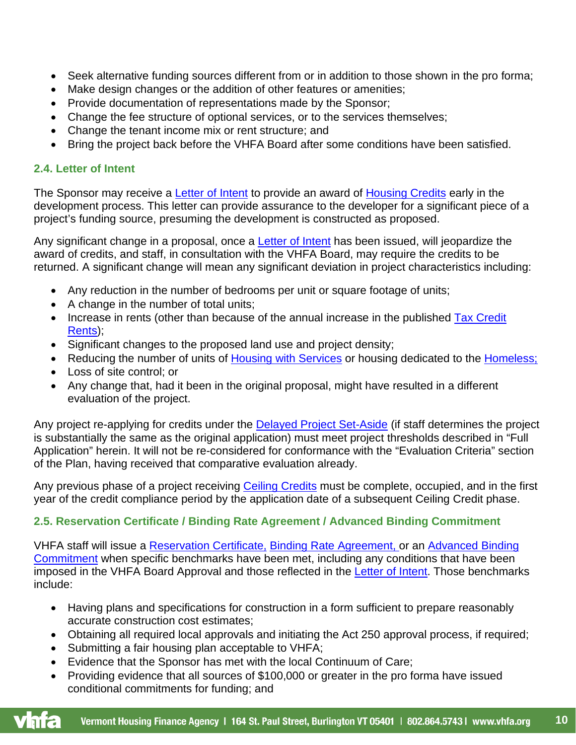- Seek alternative funding sources different from or in addition to those shown in the pro forma;
- Make design changes or the addition of other features or amenities;
- Provide documentation of representations made by the Sponsor;
- Change the fee structure of optional services, or to the services themselves;
- Change the tenant income mix or rent structure; and
- Bring the project back before the VHFA Board after some conditions have been satisfied.

### 2.4. Letter of Intent

The Sponsor may receive a Letter of Intent to provide an award of Housing Credits early in the development process. This letter can provide assurance to the developer for a significant piece of a project's funding source, presuming the development is constructed as proposed.

Any significant change in a proposal, once a Letter of Intent has been issued, will jeopardize the award of credits, and staff, in consultation with the VHFA Board, may require the credits to be returned. A significant change will mean any significant deviation in project characteristics including:

- Any reduction in the number of bedrooms per unit or square footage of units;
- A change in the number of total units;
- Increase in rents (other than because of the annual increase in the published Tax Credit Rents);
- Significant changes to the proposed land use and project density;
- Reducing the number of units of Housing with Services or housing dedicated to the Homeless;
- Loss of site control; or
- Any change that, had it been in the original proposal, might have resulted in a different evaluation of the project.

Any project re-applying for credits under the Delayed Project Set-Aside (if staff determines the project is substantially the same as the original application) must meet project thresholds described in "Full Application" herein. It will not be re-considered for conformance with the "Evaluation Criteria" section of the Plan, having received that comparative evaluation already.

Any previous phase of a project receiving Ceiling Credits must be complete, occupied, and in the first year of the credit compliance period by the application date of a subsequent Ceiling Credit phase.

### 2.5. Reservation Certificate / Binding Rate Agreement / Advanced Binding Commitment

VHFA staff will issue a Reservation Certificate, Binding Rate Agreement, or an Advanced Binding Commitment when specific benchmarks have been met, including any conditions that have been imposed in the VHFA Board Approval and those reflected in the Letter of Intent. Those benchmarks include:

- Having plans and specifications for construction in a form sufficient to prepare reasonably accurate construction cost estimates;
- Obtaining all required local approvals and initiating the Act 250 approval process, if required;
- Submitting a fair housing plan acceptable to VHFA;
- Evidence that the Sponsor has met with the local Continuum of Care;
- Providing evidence that all sources of $100,000 or greater in the pro forma have issued conditional commitments for funding; and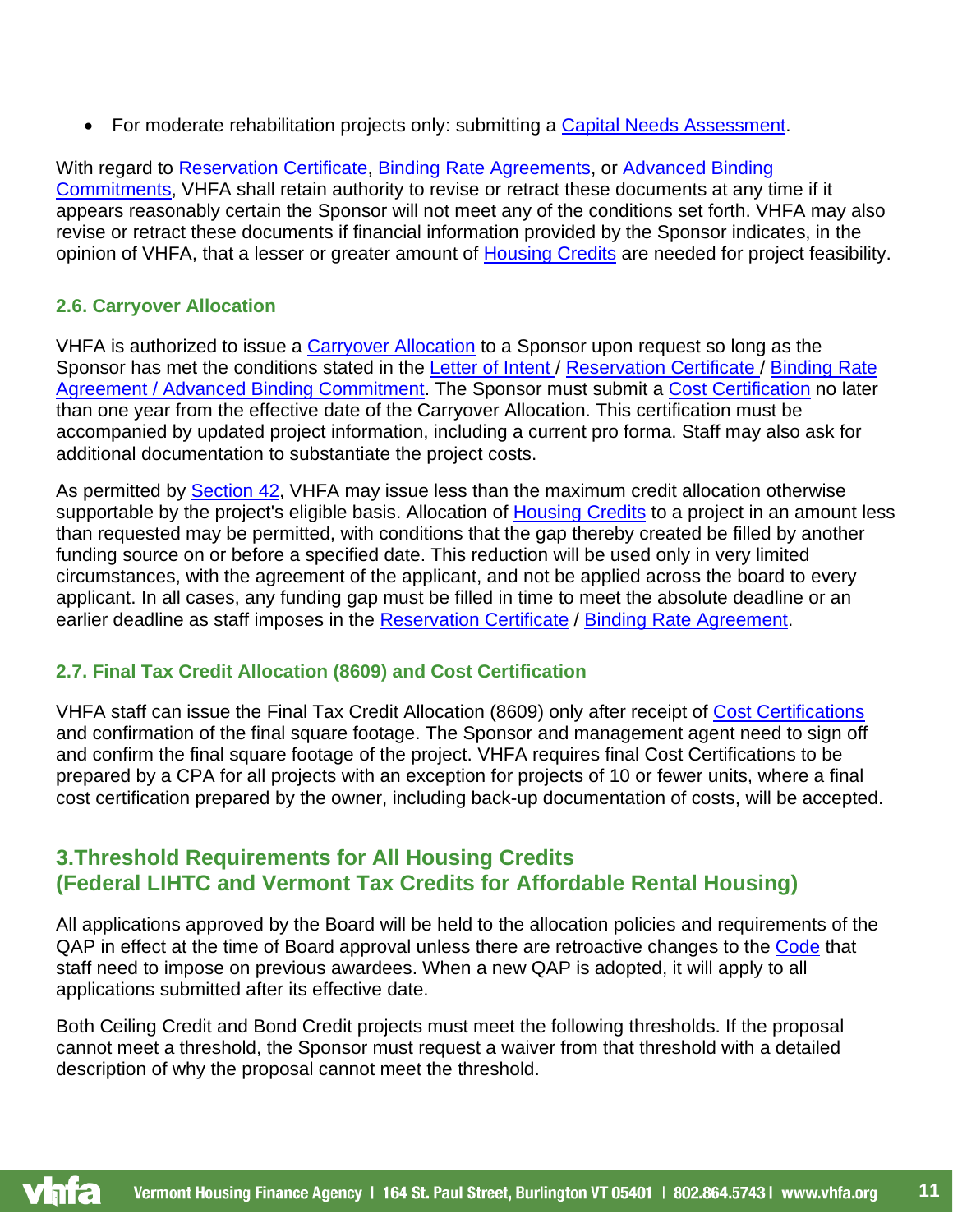- For moderate rehabilitation projects only: submitting a Capital Needs Assessment.

With regard to Reservation Certificate, Binding Rate Agreements, or Advanced Binding Commitments, VHFA shall retain authority to revise or retract these documents at any time if it appears reasonably certain the Sponsor will not meet any of the conditions set forth. VHFA may also revise or retract these documents if financial information provided by the Sponsor indicates, in the opinion of VHFA, that a lesser or greater amount of Housing Credits are needed for project feasibility.

### 2.6. Carryover Allocation

VHFA is authorized to issue a Carryover Allocation to a Sponsor upon request so long as the Sponsor has met the conditions stated in the Letter of Intent / Reservation Certificate / Binding Rate Agreement / Advanced Binding Commitment. The Sponsor must submit a Cost Certification no later than one year from the effective date of the Carryover Allocation. This certification must be accompanied by updated project information, including a current pro forma. Staff may also ask for additional documentation to substantiate the project costs.

As permitted by Section 42, VHFA may issue less than the maximum credit allocation otherwise supportable by the project's eligible basis. Allocation of Housing Credits to a project in an amount less than requested may be permitted, with conditions that the gap thereby created be filled by another funding source on or before a specified date. This reduction will be used only in very limited circumstances, with the agreement of the applicant, and not be applied across the board to every applicant. In all cases, any funding gap must be filled in time to meet the absolute deadline or an earlier deadline as staff imposes in the Reservation Certificate / Binding Rate Agreement.

### 2.7. Final Tax Credit Allocation (8609) and Cost Certification

VHFA staff can issue the Final Tax Credit Allocation (8609) only after receipt of Cost Certifications and confirmation of the final square footage. The Sponsor and management agent need to sign off and confirm the final square footage of the project. VHFA requires final Cost Certifications to be prepared by a CPA for all projects with an exception for projects of 10 or fewer units, where a final cost certification prepared by the owner, including back-up documentation of costs, will be accepted.

## 3.Threshold Requirements for All Housing Credits (Federal LIHTC and Vermont Tax Credits for Affordable Rental Housing)

All applications approved by the Board will be held to the allocation policies and requirements of the QAP in effect at the time of Board approval unless there are retroactive changes to the Code that staff need to impose on previous awardees. When a new QAP is adopted, it will apply to all applications submitted after its effective date.

Both Ceiling Credit and Bond Credit projects must meet the following thresholds. If the proposal cannot meet a threshold, the Sponsor must request a waiver from that threshold with a detailed description of why the proposal cannot meet the threshold.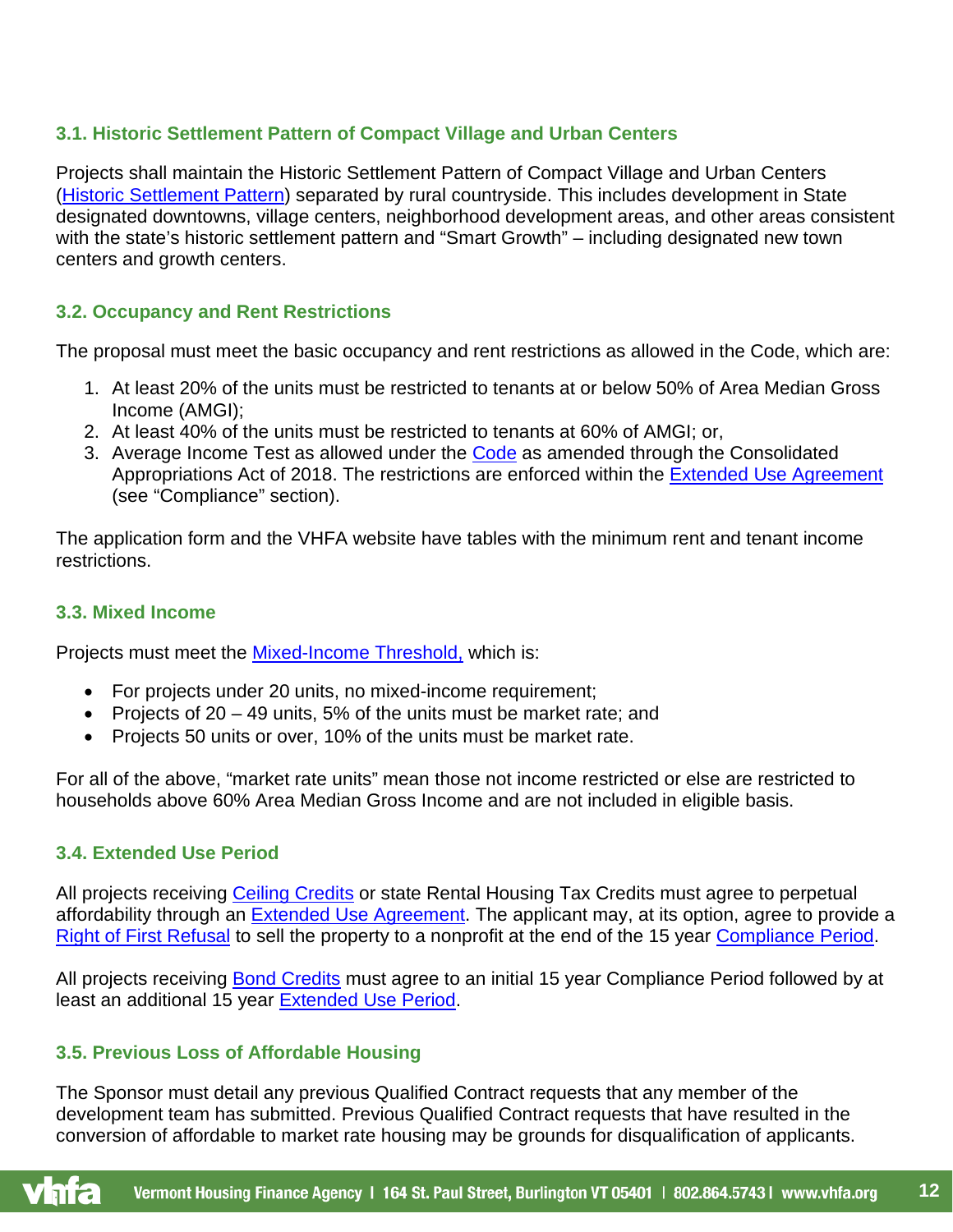### 3.1. Historic Settlement Pattern of Compact Village and Urban Centers

Projects shall maintain the Historic Settlement Pattern of Compact Village and Urban Centers (Historic Settlement Pattern) separated by rural countryside. This includes development in State designated downtowns, village centers, neighborhood development areas, and other areas consistent with the state's historic settlement pattern and "Smart Growth" – including designated new town centers and growth centers.

### 3.2. Occupancy and Rent Restrictions

The proposal must meet the basic occupancy and rent restrictions as allowed in the Code, which are:

1. At least 20% of the units must be restricted to tenants at or below 50% of Area Median Gross Income (AMGI);
2. At least 40% of the units must be restricted to tenants at 60% of AMGI; or,
3. Average Income Test as allowed under the Code as amended through the Consolidated Appropriations Act of 2018. The restrictions are enforced within the Extended Use Agreement (see "Compliance" section).

The application form and the VHFA website have tables with the minimum rent and tenant income restrictions.

### 3.3. Mixed Income

Projects must meet the Mixed-Income Threshold, which is:

- For projects under 20 units, no mixed-income requirement;
- Projects of 20 – 49 units, 5% of the units must be market rate; and
- Projects 50 units or over, 10% of the units must be market rate.

For all of the above, "market rate units" mean those not income restricted or else are restricted to households above 60% Area Median Gross Income and are not included in eligible basis.

### 3.4. Extended Use Period

All projects receiving Ceiling Credits or state Rental Housing Tax Credits must agree to perpetual affordability through an Extended Use Agreement. The applicant may, at its option, agree to provide a Right of First Refusal to sell the property to a nonprofit at the end of the 15 year Compliance Period.

All projects receiving Bond Credits must agree to an initial 15 year Compliance Period followed by at least an additional 15 year Extended Use Period.

### 3.5. Previous Loss of Affordable Housing

The Sponsor must detail any previous Qualified Contract requests that any member of the development team has submitted. Previous Qualified Contract requests that have resulted in the conversion of affordable to market rate housing may be grounds for disqualification of applicants.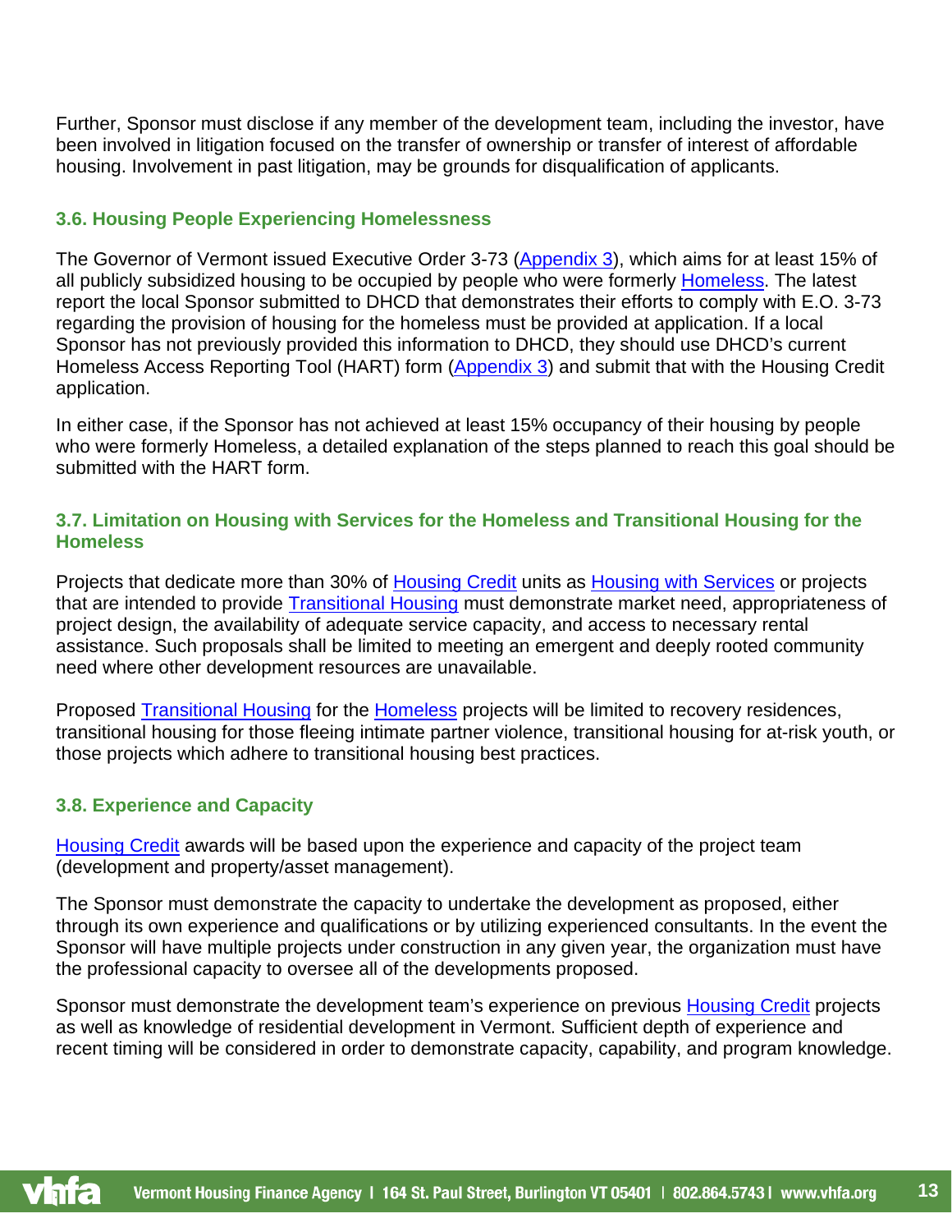Further, Sponsor must disclose if any member of the development team, including the investor, have been involved in litigation focused on the transfer of ownership or transfer of interest of affordable housing. Involvement in past litigation, may be grounds for disqualification of applicants.

### 3.6. Housing People Experiencing Homelessness

The Governor of Vermont issued Executive Order 3-73 (Appendix 3), which aims for at least 15% of all publicly subsidized housing to be occupied by people who were formerly Homeless. The latest report the local Sponsor submitted to DHCD that demonstrates their efforts to comply with E.O. 3-73 regarding the provision of housing for the homeless must be provided at application. If a local Sponsor has not previously provided this information to DHCD, they should use DHCD's current Homeless Access Reporting Tool (HART) form (Appendix 3) and submit that with the Housing Credit application.

In either case, if the Sponsor has not achieved at least 15% occupancy of their housing by people who were formerly Homeless, a detailed explanation of the steps planned to reach this goal should be submitted with the HART form.

### 3.7. Limitation on Housing with Services for the Homeless and Transitional Housing for the Homeless

Projects that dedicate more than 30% of Housing Credit units as Housing with Services or projects that are intended to provide Transitional Housing must demonstrate market need, appropriateness of project design, the availability of adequate service capacity, and access to necessary rental assistance. Such proposals shall be limited to meeting an emergent and deeply rooted community need where other development resources are unavailable.

Proposed Transitional Housing for the Homeless projects will be limited to recovery residences, transitional housing for those fleeing intimate partner violence, transitional housing for at-risk youth, or those projects which adhere to transitional housing best practices.

### 3.8. Experience and Capacity

Housing Credit awards will be based upon the experience and capacity of the project team (development and property/asset management).

The Sponsor must demonstrate the capacity to undertake the development as proposed, either through its own experience and qualifications or by utilizing experienced consultants. In the event the Sponsor will have multiple projects under construction in any given year, the organization must have the professional capacity to oversee all of the developments proposed.

Sponsor must demonstrate the development team's experience on previous Housing Credit projects as well as knowledge of residential development in Vermont. Sufficient depth of experience and recent timing will be considered in order to demonstrate capacity, capability, and program knowledge.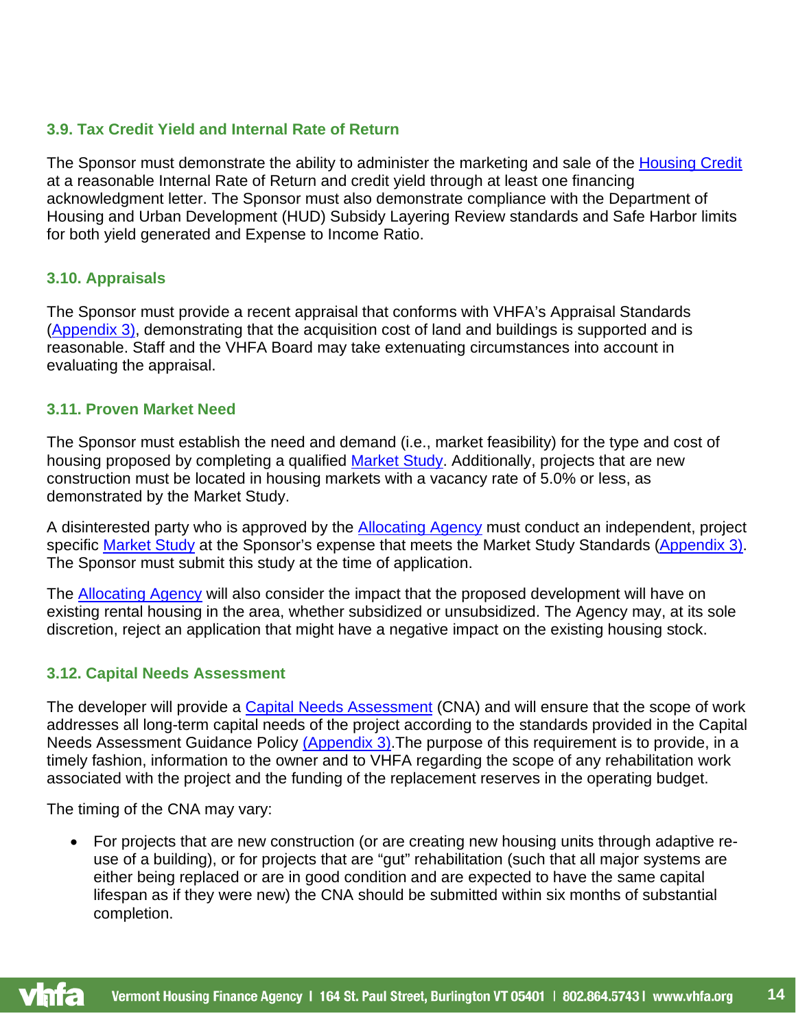### 3.9. Tax Credit Yield and Internal Rate of Return

The Sponsor must demonstrate the ability to administer the marketing and sale of the Housing Credit at a reasonable Internal Rate of Return and credit yield through at least one financing acknowledgment letter. The Sponsor must also demonstrate compliance with the Department of Housing and Urban Development (HUD) Subsidy Layering Review standards and Safe Harbor limits for both yield generated and Expense to Income Ratio.

### 3.10. Appraisals

The Sponsor must provide a recent appraisal that conforms with VHFA's Appraisal Standards (Appendix 3), demonstrating that the acquisition cost of land and buildings is supported and is reasonable. Staff and the VHFA Board may take extenuating circumstances into account in evaluating the appraisal.

### 3.11. Proven Market Need

The Sponsor must establish the need and demand (i.e., market feasibility) for the type and cost of housing proposed by completing a qualified Market Study. Additionally, projects that are new construction must be located in housing markets with a vacancy rate of 5.0% or less, as demonstrated by the Market Study.

A disinterested party who is approved by the Allocating Agency must conduct an independent, project specific Market Study at the Sponsor's expense that meets the Market Study Standards (Appendix 3). The Sponsor must submit this study at the time of application.

The Allocating Agency will also consider the impact that the proposed development will have on existing rental housing in the area, whether subsidized or unsubsidized. The Agency may, at its sole discretion, reject an application that might have a negative impact on the existing housing stock.

### 3.12. Capital Needs Assessment

The developer will provide a Capital Needs Assessment (CNA) and will ensure that the scope of work addresses all long-term capital needs of the project according to the standards provided in the Capital Needs Assessment Guidance Policy (Appendix 3).The purpose of this requirement is to provide, in a timely fashion, information to the owner and to VHFA regarding the scope of any rehabilitation work associated with the project and the funding of the replacement reserves in the operating budget.

The timing of the CNA may vary:

- For projects that are new construction (or are creating new housing units through adaptive re-use of a building), or for projects that are "gut" rehabilitation (such that all major systems are either being replaced or are in good condition and are expected to have the same capital lifespan as if they were new) the CNA should be submitted within six months of substantial completion.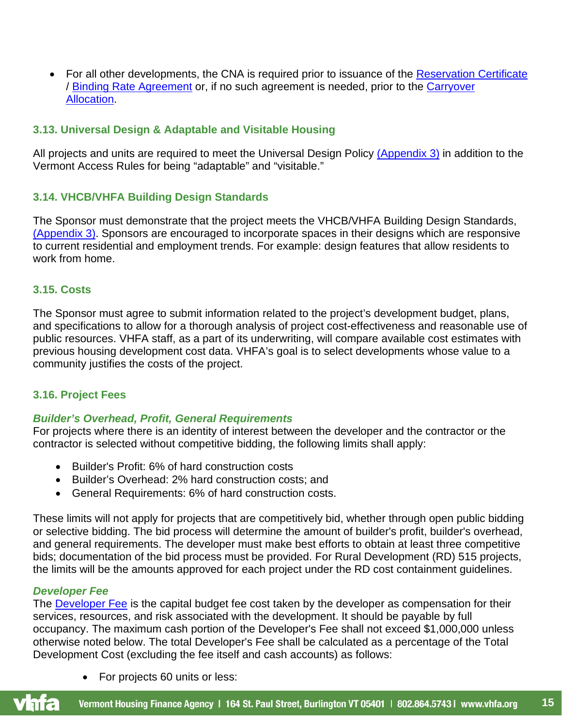- For all other developments, the CNA is required prior to issuance of the Reservation Certificate / Binding Rate Agreement or, if no such agreement is needed, prior to the Carryover Allocation.

### 3.13. Universal Design & Adaptable and Visitable Housing

All projects and units are required to meet the Universal Design Policy (Appendix 3) in addition to the Vermont Access Rules for being "adaptable" and "visitable."

### 3.14. VHCB/VHFA Building Design Standards

The Sponsor must demonstrate that the project meets the VHCB/VHFA Building Design Standards, (Appendix 3). Sponsors are encouraged to incorporate spaces in their designs which are responsive to current residential and employment trends. For example: design features that allow residents to work from home.

### 3.15. Costs

The Sponsor must agree to submit information related to the project's development budget, plans, and specifications to allow for a thorough analysis of project cost-effectiveness and reasonable use of public resources. VHFA staff, as a part of its underwriting, will compare available cost estimates with previous housing development cost data. VHFA's goal is to select developments whose value to a community justifies the costs of the project.

### 3.16. Project Fees

#### *Builder's Overhead, Profit, General Requirements*

For projects where there is an identity of interest between the developer and the contractor or the contractor is selected without competitive bidding, the following limits shall apply:

- Builder's Profit: 6% of hard construction costs
- Builder's Overhead: 2% hard construction costs; and
- General Requirements: 6% of hard construction costs.

These limits will not apply for projects that are competitively bid, whether through open public bidding or selective bidding. The bid process will determine the amount of builder's profit, builder's overhead, and general requirements. The developer must make best efforts to obtain at least three competitive bids; documentation of the bid process must be provided. For Rural Development (RD) 515 projects, the limits will be the amounts approved for each project under the RD cost containment guidelines.

#### *Developer Fee*

The Developer Fee is the capital budget fee cost taken by the developer as compensation for their services, resources, and risk associated with the development. It should be payable by full occupancy. The maximum cash portion of the Developer's Fee shall not exceed $1,000,000 unless otherwise noted below. The total Developer's Fee shall be calculated as a percentage of the Total Development Cost (excluding the fee itself and cash accounts) as follows:

- For projects 60 units or less: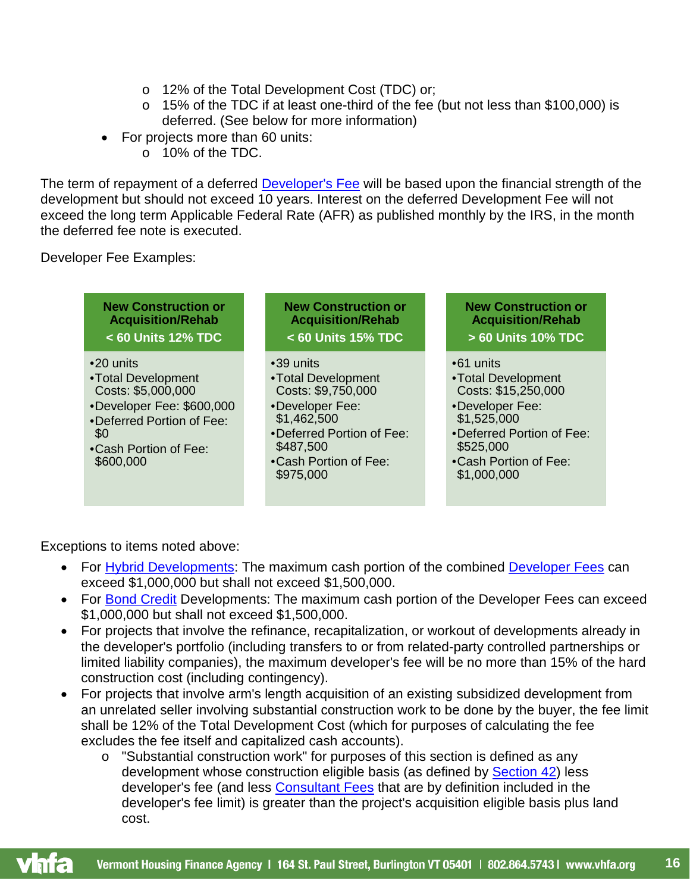- 12% of the Total Development Cost (TDC) or;
    - 15% of the TDC if at least one-third of the fee (but not less than $100,000) is deferred. (See below for more information)
- For projects more than 60 units:
    - 10% of the TDC.

The term of repayment of a deferred Developer's Fee will be based upon the financial strength of the development but should not exceed 10 years. Interest on the deferred Development Fee will not exceed the long term Applicable Federal Rate (AFR) as published monthly by the IRS, in the month the deferred fee note is executed.

Developer Fee Examples:

| New Construction or Acquisition/Rehab < 60 Units 12% TDC | New Construction or Acquisition/Rehab < 60 Units 15% TDC | New Construction or Acquisition/Rehab > 60 Units 10% TDC |
|---|---|---|
| •20 units | •39 units | •61 units |
| •Total Development Costs: $5,000,000 | •Total Development Costs: $9,750,000 | •Total Development Costs: $15,250,000 |
| •Developer Fee: $600,000 | •Developer Fee: $1,462,500 | •Developer Fee: $1,525,000 |
| •Deferred Portion of Fee: $0 | •Deferred Portion of Fee: $487,500 | •Deferred Portion of Fee: $525,000 |
| •Cash Portion of Fee: $600,000 | •Cash Portion of Fee: $975,000 | •Cash Portion of Fee: $1,000,000 |

Exceptions to items noted above:

- For Hybrid Developments: The maximum cash portion of the combined Developer Fees can exceed $1,000,000 but shall not exceed $1,500,000.
- For Bond Credit Developments: The maximum cash portion of the Developer Fees can exceed $1,000,000 but shall not exceed $1,500,000.
- For projects that involve the refinance, recapitalization, or workout of developments already in the developer's portfolio (including transfers to or from related-party controlled partnerships or limited liability companies), the maximum developer's fee will be no more than 15% of the hard construction cost (including contingency).
- For projects that involve arm's length acquisition of an existing subsidized development from an unrelated seller involving substantial construction work to be done by the buyer, the fee limit shall be 12% of the Total Development Cost (which for purposes of calculating the fee excludes the fee itself and capitalized cash accounts).
    - "Substantial construction work" for purposes of this section is defined as any development whose construction eligible basis (as defined by Section 42) less developer's fee (and less Consultant Fees that are by definition included in the developer's fee limit) is greater than the project's acquisition eligible basis plus land cost.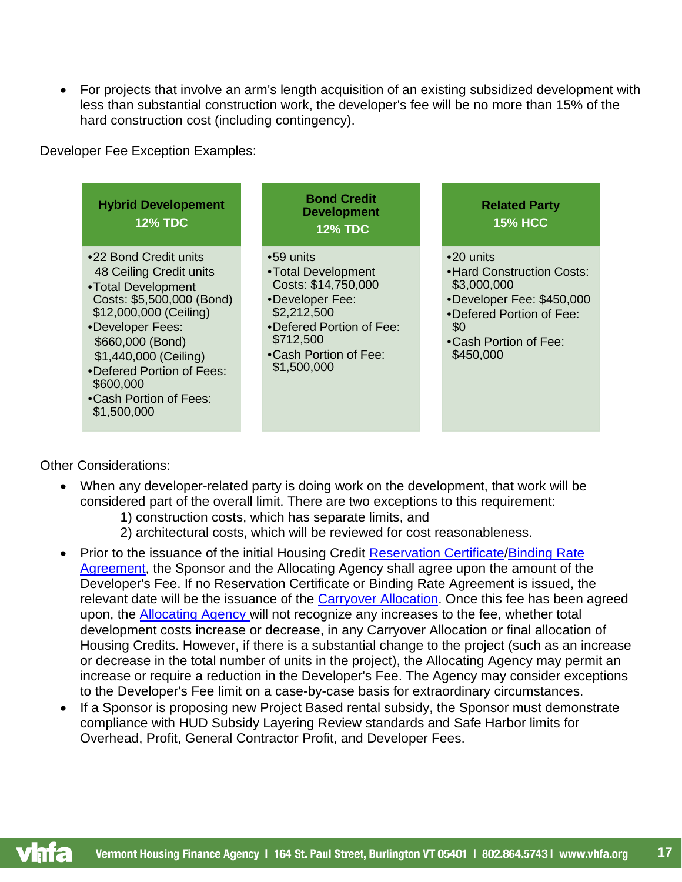- For projects that involve an arm's length acquisition of an existing subsidized development with less than substantial construction work, the developer's fee will be no more than 15% of the hard construction cost (including contingency).

Developer Fee Exception Examples:

| **Hybrid Developement 12% TDC** | **Bond Credit Development 12% TDC** | **Related Party 15% HCC** |
|---|---|---|
| •22 Bond Credit units 48 Ceiling Credit units<br>•Total Development Costs: $5,500,000 (Bond) $12,000,000 (Ceiling)<br>•Developer Fees: $660,000 (Bond) $1,440,000 (Ceiling)<br>•Defered Portion of Fees: $600,000<br>•Cash Portion of Fees: $1,500,000 | •59 units<br>•Total Development Costs: $14,750,000<br>•Developer Fee: $2,212,500<br>•Defered Portion of Fee: $712,500<br>•Cash Portion of Fee: $1,500,000 | •20 units<br>•Hard Construction Costs: $3,000,000<br>•Developer Fee: $450,000<br>•Defered Portion of Fee: $0<br>•Cash Portion of Fee: $450,000 |

Other Considerations:

- When any developer-related party is doing work on the development, that work will be considered part of the overall limit. There are two exceptions to this requirement:
  1) construction costs, which has separate limits, and
  2) architectural costs, which will be reviewed for cost reasonableness.
- Prior to the issuance of the initial Housing Credit Reservation Certificate/Binding Rate Agreement, the Sponsor and the Allocating Agency shall agree upon the amount of the Developer's Fee. If no Reservation Certificate or Binding Rate Agreement is issued, the relevant date will be the issuance of the Carryover Allocation. Once this fee has been agreed upon, the Allocating Agency will not recognize any increases to the fee, whether total development costs increase or decrease, in any Carryover Allocation or final allocation of Housing Credits. However, if there is a substantial change to the project (such as an increase or decrease in the total number of units in the project), the Allocating Agency may permit an increase or require a reduction in the Developer's Fee. The Agency may consider exceptions to the Developer's Fee limit on a case-by-case basis for extraordinary circumstances.
- If a Sponsor is proposing new Project Based rental subsidy, the Sponsor must demonstrate compliance with HUD Subsidy Layering Review standards and Safe Harbor limits for Overhead, Profit, General Contractor Profit, and Developer Fees.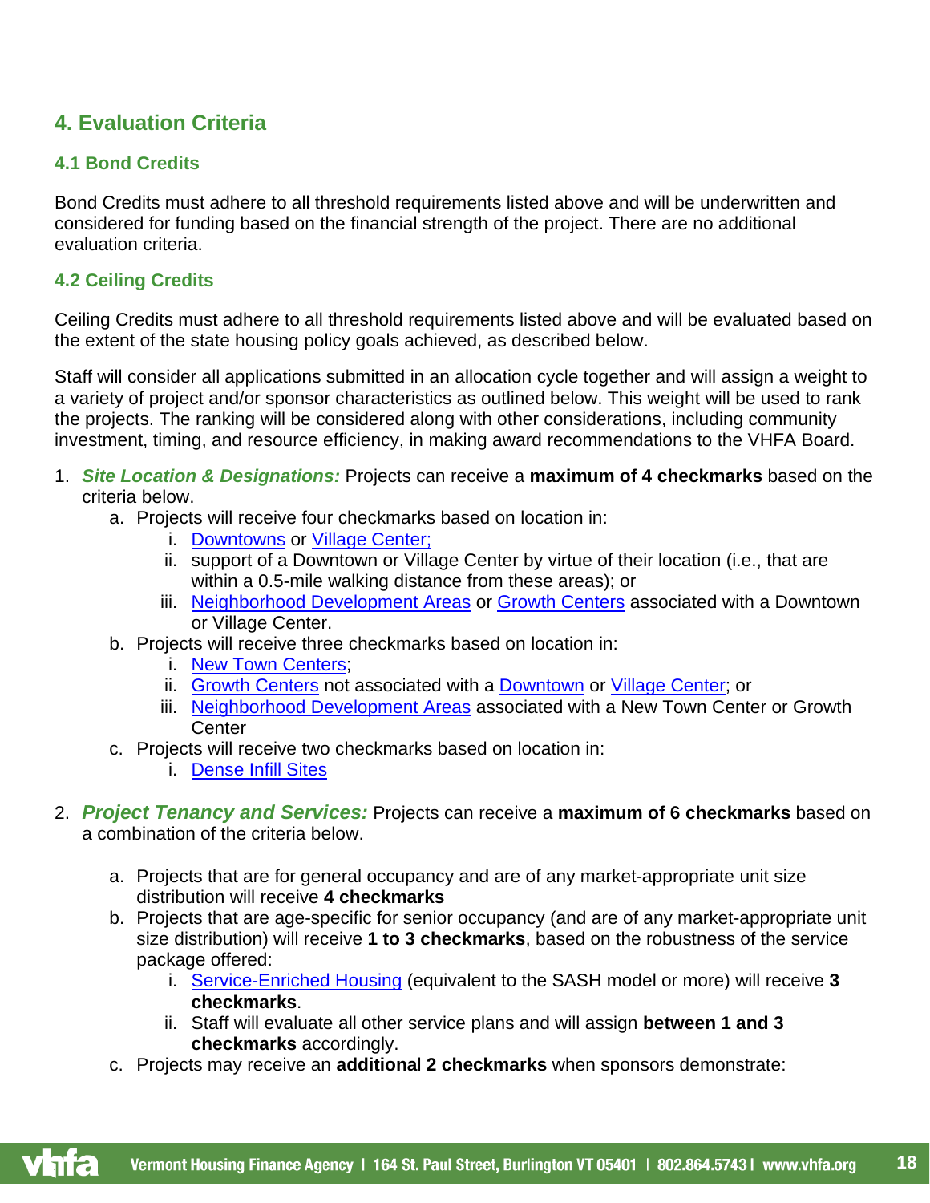## 4. Evaluation Criteria

### 4.1 Bond Credits

Bond Credits must adhere to all threshold requirements listed above and will be underwritten and considered for funding based on the financial strength of the project. There are no additional evaluation criteria.

### 4.2 Ceiling Credits

Ceiling Credits must adhere to all threshold requirements listed above and will be evaluated based on the extent of the state housing policy goals achieved, as described below.

Staff will consider all applications submitted in an allocation cycle together and will assign a weight to a variety of project and/or sponsor characteristics as outlined below. This weight will be used to rank the projects. The ranking will be considered along with other considerations, including community investment, timing, and resource efficiency, in making award recommendations to the VHFA Board.

1. ***Site Location & Designations:*** Projects can receive a **maximum of 4 checkmarks** based on the criteria below.
    a. Projects will receive four checkmarks based on location in:
        i. Downtowns or Village Center;
        ii. support of a Downtown or Village Center by virtue of their location (i.e., that are within a 0.5-mile walking distance from these areas); or
        iii. Neighborhood Development Areas or Growth Centers associated with a Downtown or Village Center.
    b. Projects will receive three checkmarks based on location in:
        i. New Town Centers;
        ii. Growth Centers not associated with a Downtown or Village Center; or
        iii. Neighborhood Development Areas associated with a New Town Center or Growth Center
    c. Projects will receive two checkmarks based on location in:
        i. Dense Infill Sites

2. ***Project Tenancy and Services:*** Projects can receive a **maximum of 6 checkmarks** based on a combination of the criteria below.
    a. Projects that are for general occupancy and are of any market-appropriate unit size distribution will receive **4 checkmarks**
    b. Projects that are age-specific for senior occupancy (and are of any market-appropriate unit size distribution) will receive **1 to 3 checkmarks**, based on the robustness of the service package offered:
        i. Service-Enriched Housing (equivalent to the SASH model or more) will receive **3 checkmarks**.
        ii. Staff will evaluate all other service plans and will assign **between 1 and 3 checkmarks** accordingly.
    c. Projects may receive an **additional 2 checkmarks** when sponsors demonstrate: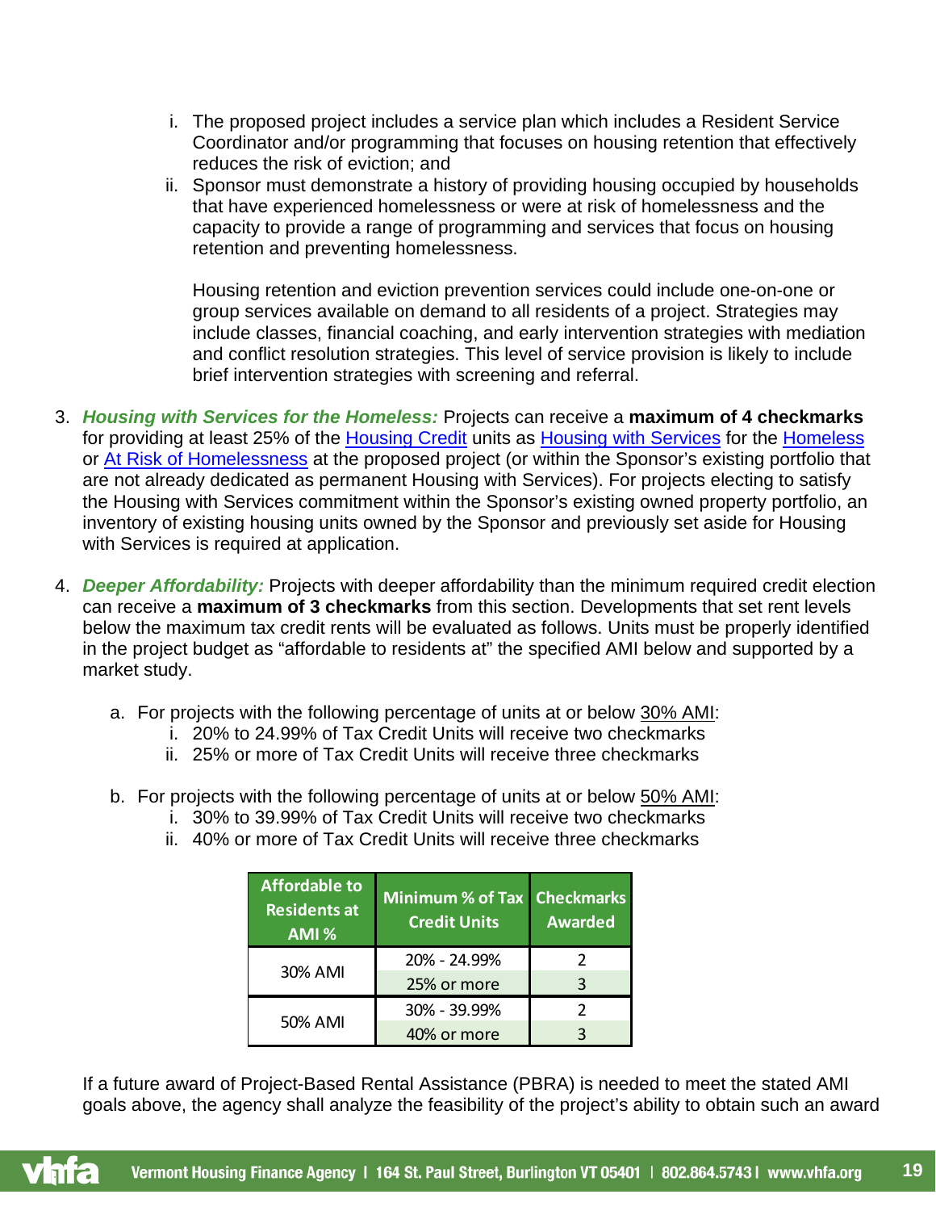i. The proposed project includes a service plan which includes a Resident Service Coordinator and/or programming that focuses on housing retention that effectively reduces the risk of eviction; and

ii. Sponsor must demonstrate a history of providing housing occupied by households that have experienced homelessness or were at risk of homelessness and the capacity to provide a range of programming and services that focus on housing retention and preventing homelessness.

   Housing retention and eviction prevention services could include one-on-one or group services available on demand to all residents of a project. Strategies may include classes, financial coaching, and early intervention strategies with mediation and conflict resolution strategies. This level of service provision is likely to include brief intervention strategies with screening and referral.

3. ***Housing with Services for the Homeless:*** Projects can receive a **maximum of 4 checkmarks** for providing at least 25% of the Housing Credit units as Housing with Services for the Homeless or At Risk of Homelessness at the proposed project (or within the Sponsor's existing portfolio that are not already dedicated as permanent Housing with Services). For projects electing to satisfy the Housing with Services commitment within the Sponsor's existing owned property portfolio, an inventory of existing housing units owned by the Sponsor and previously set aside for Housing with Services is required at application.

4. ***Deeper Affordability:*** Projects with deeper affordability than the minimum required credit election can receive a **maximum of 3 checkmarks** from this section. Developments that set rent levels below the maximum tax credit rents will be evaluated as follows. Units must be properly identified in the project budget as "affordable to residents at" the specified AMI below and supported by a market study.

   a. For projects with the following percentage of units at or below 30% AMI:
      i. 20% to 24.99% of Tax Credit Units will receive two checkmarks
      ii. 25% or more of Tax Credit Units will receive three checkmarks

   b. For projects with the following percentage of units at or below 50% AMI:
      i. 30% to 39.99% of Tax Credit Units will receive two checkmarks
      ii. 40% or more of Tax Credit Units will receive three checkmarks

| Affordable to Residents at AMI % | Minimum % of Tax Credit Units | Checkmarks Awarded |
|---|---|---|
| 30% AMI | 20% - 24.99% | 2 |
| | 25% or more | 3 |
| 50% AMI | 30% - 39.99% | 2 |
| | 40% or more | 3 |

If a future award of Project-Based Rental Assistance (PBRA) is needed to meet the stated AMI goals above, the agency shall analyze the feasibility of the project's ability to obtain such an award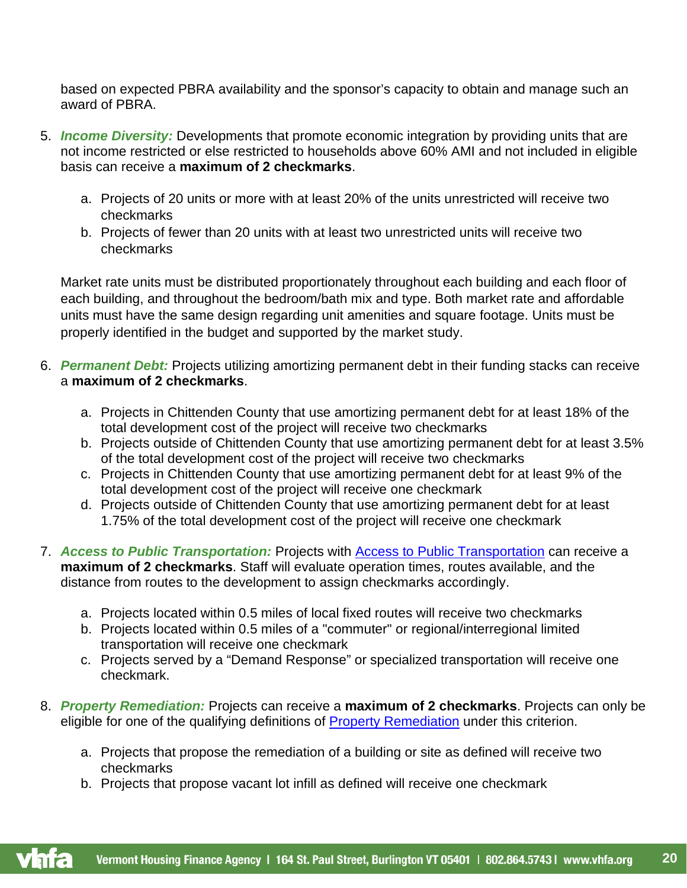based on expected PBRA availability and the sponsor's capacity to obtain and manage such an award of PBRA.

5. ***Income Diversity:*** Developments that promote economic integration by providing units that are not income restricted or else restricted to households above 60% AMI and not included in eligible basis can receive a **maximum of 2 checkmarks**.

    a. Projects of 20 units or more with at least 20% of the units unrestricted will receive two checkmarks
    b. Projects of fewer than 20 units with at least two unrestricted units will receive two checkmarks

    Market rate units must be distributed proportionately throughout each building and each floor of each building, and throughout the bedroom/bath mix and type. Both market rate and affordable units must have the same design regarding unit amenities and square footage. Units must be properly identified in the budget and supported by the market study.

6. ***Permanent Debt:*** Projects utilizing amortizing permanent debt in their funding stacks can receive a **maximum of 2 checkmarks**.

    a. Projects in Chittenden County that use amortizing permanent debt for at least 18% of the total development cost of the project will receive two checkmarks
    b. Projects outside of Chittenden County that use amortizing permanent debt for at least 3.5% of the total development cost of the project will receive two checkmarks
    c. Projects in Chittenden County that use amortizing permanent debt for at least 9% of the total development cost of the project will receive one checkmark
    d. Projects outside of Chittenden County that use amortizing permanent debt for at least 1.75% of the total development cost of the project will receive one checkmark

7. ***Access to Public Transportation:*** Projects with [Access to Public Transportation]() can receive a **maximum of 2 checkmarks**. Staff will evaluate operation times, routes available, and the distance from routes to the development to assign checkmarks accordingly.

    a. Projects located within 0.5 miles of local fixed routes will receive two checkmarks
    b. Projects located within 0.5 miles of a "commuter" or regional/interregional limited transportation will receive one checkmark
    c. Projects served by a "Demand Response" or specialized transportation will receive one checkmark.

8. ***Property Remediation:*** Projects can receive a **maximum of 2 checkmarks**. Projects can only be eligible for one of the qualifying definitions of [Property Remediation]() under this criterion.

    a. Projects that propose the remediation of a building or site as defined will receive two checkmarks
    b. Projects that propose vacant lot infill as defined will receive one checkmark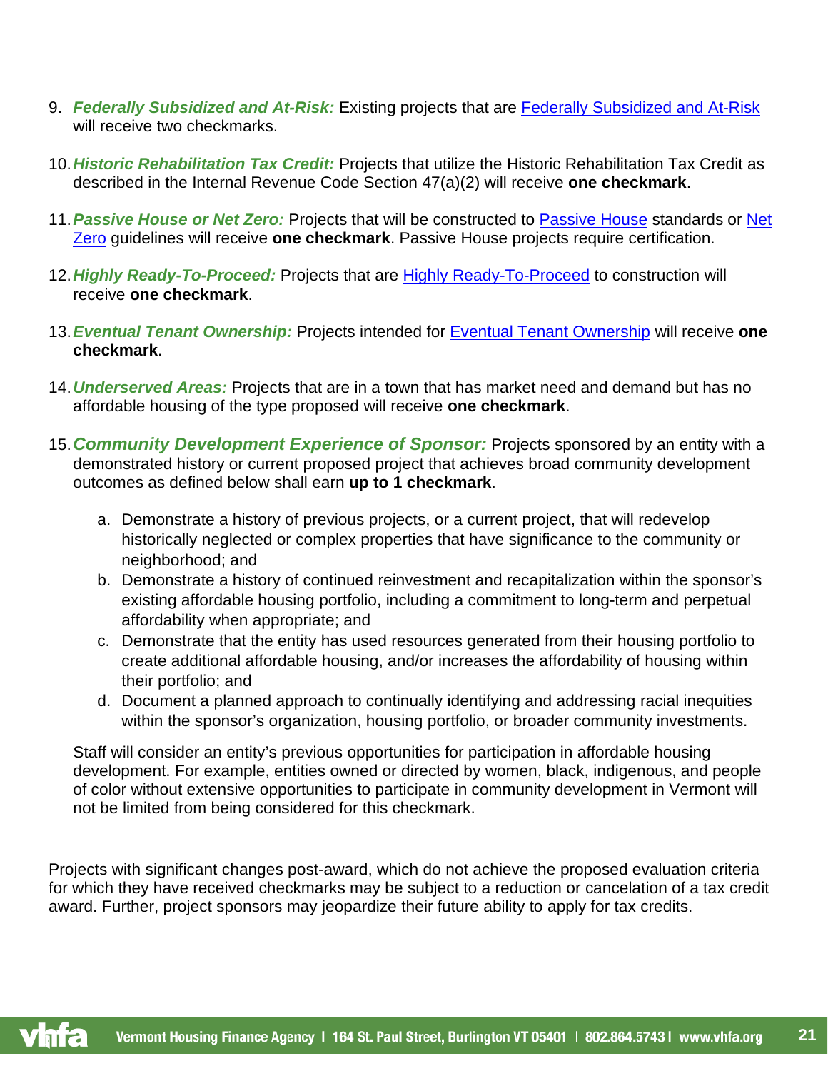9. ***Federally Subsidized and At-Risk:*** Existing projects that are [Federally Subsidized and At-Risk]() will receive two checkmarks.

10. ***Historic Rehabilitation Tax Credit:*** Projects that utilize the Historic Rehabilitation Tax Credit as described in the Internal Revenue Code Section 47(a)(2) will receive **one checkmark**.

11. ***Passive House or Net Zero:*** Projects that will be constructed to [Passive House]() standards or [Net Zero]() guidelines will receive **one checkmark**. Passive House projects require certification.

12. ***Highly Ready-To-Proceed:*** Projects that are [Highly Ready-To-Proceed]() to construction will receive **one checkmark**.

13. ***Eventual Tenant Ownership:*** Projects intended for [Eventual Tenant Ownership]() will receive **one checkmark**.

14. ***Underserved Areas:*** Projects that are in a town that has market need and demand but has no affordable housing of the type proposed will receive **one checkmark**.

15. ***Community Development Experience of Sponsor:*** Projects sponsored by an entity with a demonstrated history or current proposed project that achieves broad community development outcomes as defined below shall earn **up to 1 checkmark**.

    a. Demonstrate a history of previous projects, or a current project, that will redevelop historically neglected or complex properties that have significance to the community or neighborhood; and
    b. Demonstrate a history of continued reinvestment and recapitalization within the sponsor's existing affordable housing portfolio, including a commitment to long-term and perpetual affordability when appropriate; and
    c. Demonstrate that the entity has used resources generated from their housing portfolio to create additional affordable housing, and/or increases the affordability of housing within their portfolio; and
    d. Document a planned approach to continually identifying and addressing racial inequities within the sponsor's organization, housing portfolio, or broader community investments.

    Staff will consider an entity's previous opportunities for participation in affordable housing development. For example, entities owned or directed by women, black, indigenous, and people of color without extensive opportunities to participate in community development in Vermont will not be limited from being considered for this checkmark.

Projects with significant changes post-award, which do not achieve the proposed evaluation criteria for which they have received checkmarks may be subject to a reduction or cancelation of a tax credit award. Further, project sponsors may jeopardize their future ability to apply for tax credits.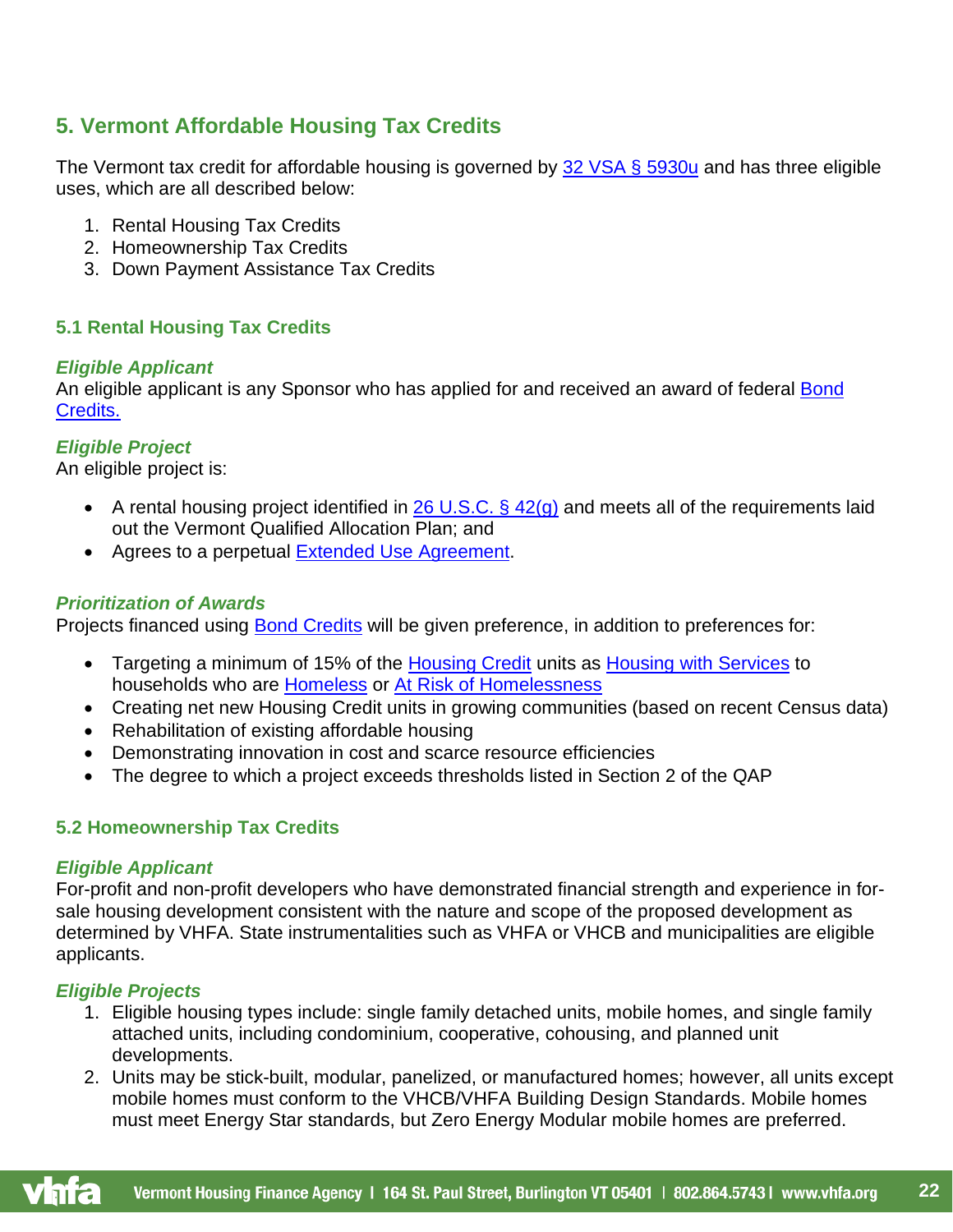## 5. Vermont Affordable Housing Tax Credits

The Vermont tax credit for affordable housing is governed by 32 VSA § 5930u and has three eligible uses, which are all described below:

1. Rental Housing Tax Credits
2. Homeownership Tax Credits
3. Down Payment Assistance Tax Credits

### 5.1 Rental Housing Tax Credits

#### *Eligible Applicant*

An eligible applicant is any Sponsor who has applied for and received an award of federal Bond Credits.

#### *Eligible Project*

An eligible project is:

- A rental housing project identified in 26 U.S.C. § 42(g) and meets all of the requirements laid out the Vermont Qualified Allocation Plan; and
- Agrees to a perpetual Extended Use Agreement.

#### *Prioritization of Awards*

Projects financed using Bond Credits will be given preference, in addition to preferences for:

- Targeting a minimum of 15% of the Housing Credit units as Housing with Services to households who are Homeless or At Risk of Homelessness
- Creating net new Housing Credit units in growing communities (based on recent Census data)
- Rehabilitation of existing affordable housing
- Demonstrating innovation in cost and scarce resource efficiencies
- The degree to which a project exceeds thresholds listed in Section 2 of the QAP

### 5.2 Homeownership Tax Credits

#### *Eligible Applicant*

For-profit and non-profit developers who have demonstrated financial strength and experience in for-sale housing development consistent with the nature and scope of the proposed development as determined by VHFA. State instrumentalities such as VHFA or VHCB and municipalities are eligible applicants.

#### *Eligible Projects*

1. Eligible housing types include: single family detached units, mobile homes, and single family attached units, including condominium, cooperative, cohousing, and planned unit developments.
2. Units may be stick-built, modular, panelized, or manufactured homes; however, all units except mobile homes must conform to the VHCB/VHFA Building Design Standards. Mobile homes must meet Energy Star standards, but Zero Energy Modular mobile homes are preferred.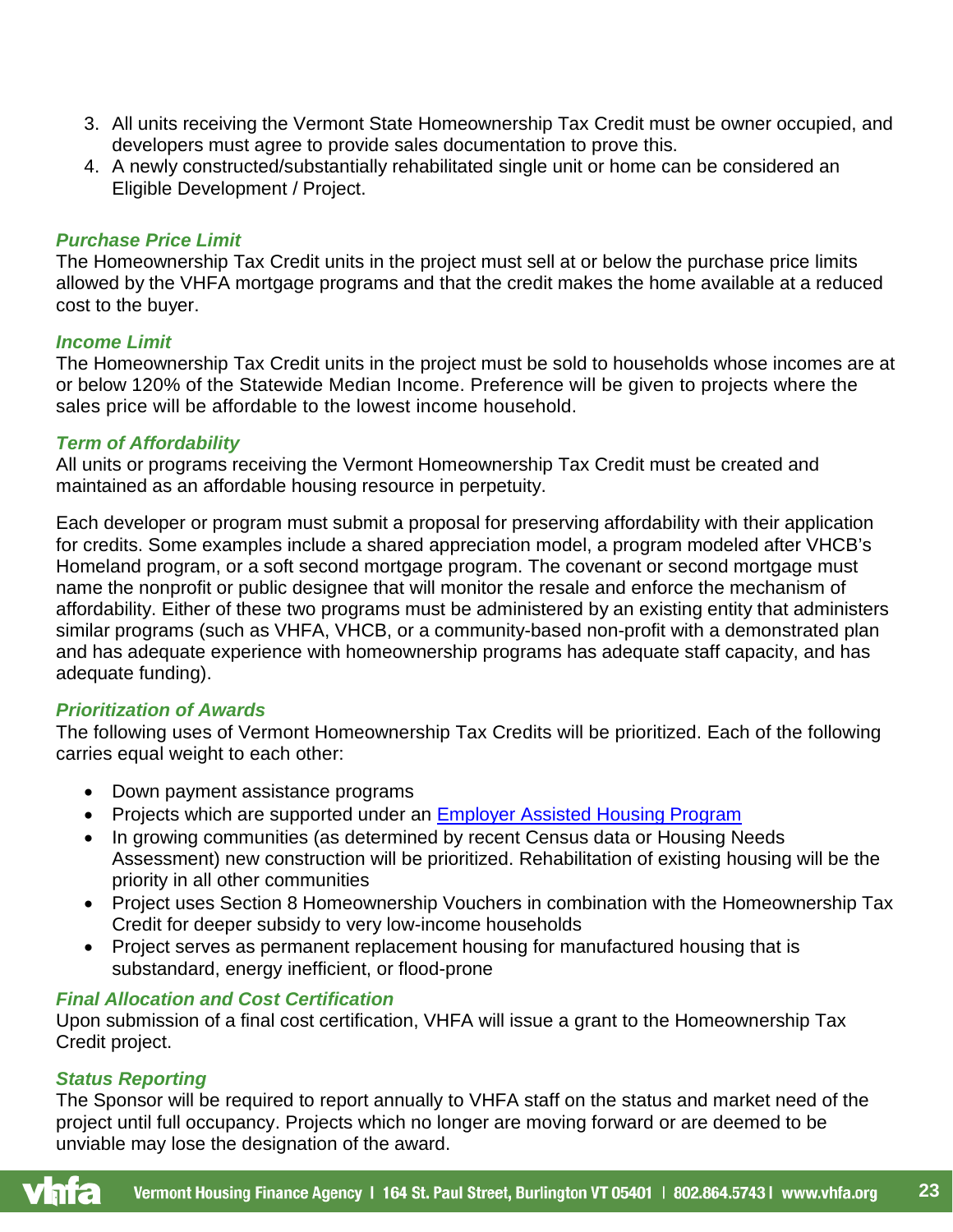3. All units receiving the Vermont State Homeownership Tax Credit must be owner occupied, and developers must agree to provide sales documentation to prove this.
4. A newly constructed/substantially rehabilitated single unit or home can be considered an Eligible Development / Project.

### *Purchase Price Limit*

The Homeownership Tax Credit units in the project must sell at or below the purchase price limits allowed by the VHFA mortgage programs and that the credit makes the home available at a reduced cost to the buyer.

### *Income Limit*

The Homeownership Tax Credit units in the project must be sold to households whose incomes are at or below 120% of the Statewide Median Income. Preference will be given to projects where the sales price will be affordable to the lowest income household.

### *Term of Affordability*

All units or programs receiving the Vermont Homeownership Tax Credit must be created and maintained as an affordable housing resource in perpetuity.

Each developer or program must submit a proposal for preserving affordability with their application for credits. Some examples include a shared appreciation model, a program modeled after VHCB's Homeland program, or a soft second mortgage program. The covenant or second mortgage must name the nonprofit or public designee that will monitor the resale and enforce the mechanism of affordability. Either of these two programs must be administered by an existing entity that administers similar programs (such as VHFA, VHCB, or a community-based non-profit with a demonstrated plan and has adequate experience with homeownership programs has adequate staff capacity, and has adequate funding).

### *Prioritization of Awards*

The following uses of Vermont Homeownership Tax Credits will be prioritized. Each of the following carries equal weight to each other:

- Down payment assistance programs
- Projects which are supported under an [Employer Assisted Housing Program]
- In growing communities (as determined by recent Census data or Housing Needs Assessment) new construction will be prioritized. Rehabilitation of existing housing will be the priority in all other communities
- Project uses Section 8 Homeownership Vouchers in combination with the Homeownership Tax Credit for deeper subsidy to very low-income households
- Project serves as permanent replacement housing for manufactured housing that is substandard, energy inefficient, or flood-prone

### *Final Allocation and Cost Certification*

Upon submission of a final cost certification, VHFA will issue a grant to the Homeownership Tax Credit project.

### *Status Reporting*

The Sponsor will be required to report annually to VHFA staff on the status and market need of the project until full occupancy. Projects which no longer are moving forward or are deemed to be unviable may lose the designation of the award.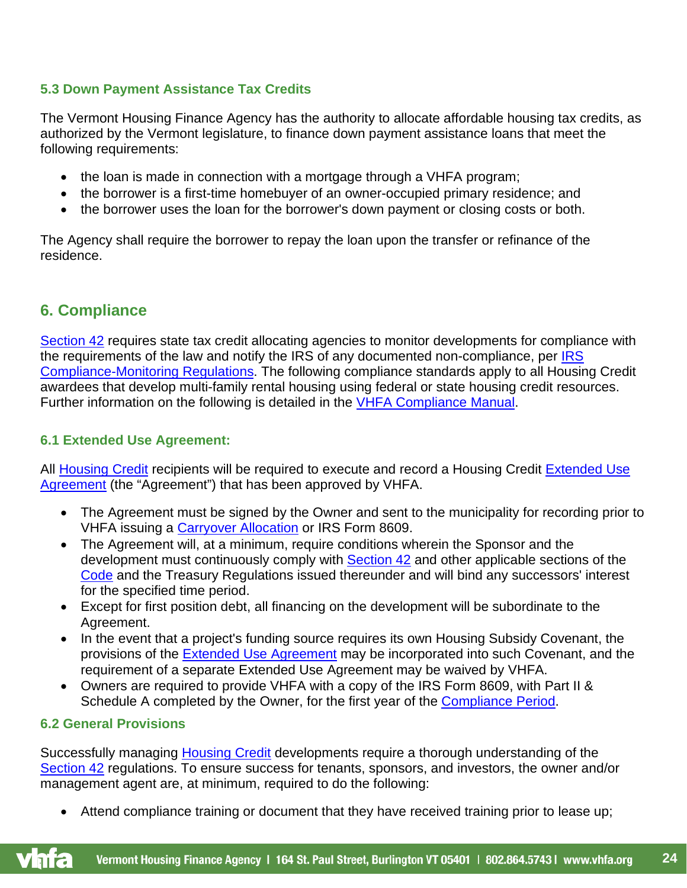### 5.3 Down Payment Assistance Tax Credits

The Vermont Housing Finance Agency has the authority to allocate affordable housing tax credits, as authorized by the Vermont legislature, to finance down payment assistance loans that meet the following requirements:

- the loan is made in connection with a mortgage through a VHFA program;
- the borrower is a first-time homebuyer of an owner-occupied primary residence; and
- the borrower uses the loan for the borrower's down payment or closing costs or both.

The Agency shall require the borrower to repay the loan upon the transfer or refinance of the residence.

## 6. Compliance

Section 42 requires state tax credit allocating agencies to monitor developments for compliance with the requirements of the law and notify the IRS of any documented non-compliance, per IRS Compliance-Monitoring Regulations. The following compliance standards apply to all Housing Credit awardees that develop multi-family rental housing using federal or state housing credit resources. Further information on the following is detailed in the VHFA Compliance Manual.

### 6.1 Extended Use Agreement:

All Housing Credit recipients will be required to execute and record a Housing Credit Extended Use Agreement (the "Agreement") that has been approved by VHFA.

- The Agreement must be signed by the Owner and sent to the municipality for recording prior to VHFA issuing a Carryover Allocation or IRS Form 8609.
- The Agreement will, at a minimum, require conditions wherein the Sponsor and the development must continuously comply with Section 42 and other applicable sections of the Code and the Treasury Regulations issued thereunder and will bind any successors' interest for the specified time period.
- Except for first position debt, all financing on the development will be subordinate to the Agreement.
- In the event that a project's funding source requires its own Housing Subsidy Covenant, the provisions of the Extended Use Agreement may be incorporated into such Covenant, and the requirement of a separate Extended Use Agreement may be waived by VHFA.
- Owners are required to provide VHFA with a copy of the IRS Form 8609, with Part II & Schedule A completed by the Owner, for the first year of the Compliance Period.

### 6.2 General Provisions

Successfully managing Housing Credit developments require a thorough understanding of the Section 42 regulations. To ensure success for tenants, sponsors, and investors, the owner and/or management agent are, at minimum, required to do the following:

- Attend compliance training or document that they have received training prior to lease up;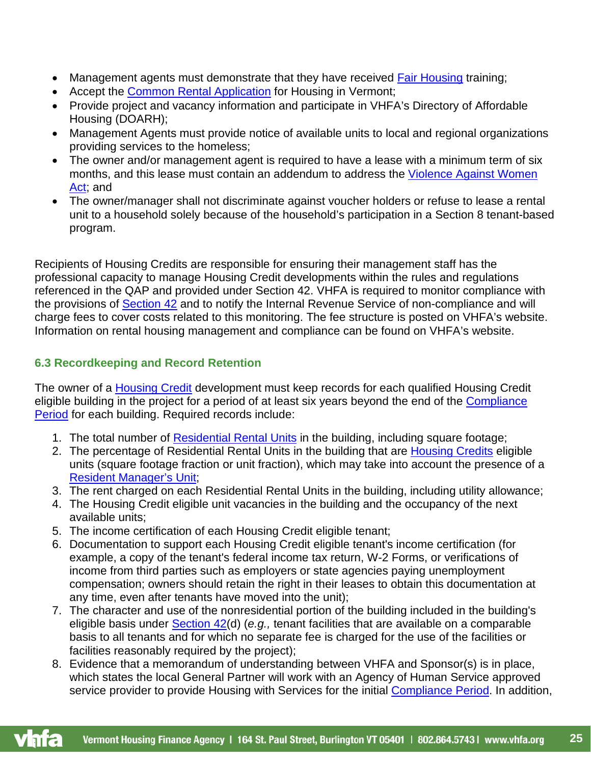- Management agents must demonstrate that they have received Fair Housing training;
- Accept the Common Rental Application for Housing in Vermont;
- Provide project and vacancy information and participate in VHFA's Directory of Affordable Housing (DOARH);
- Management Agents must provide notice of available units to local and regional organizations providing services to the homeless;
- The owner and/or management agent is required to have a lease with a minimum term of six months, and this lease must contain an addendum to address the Violence Against Women Act; and
- The owner/manager shall not discriminate against voucher holders or refuse to lease a rental unit to a household solely because of the household's participation in a Section 8 tenant-based program.

Recipients of Housing Credits are responsible for ensuring their management staff has the professional capacity to manage Housing Credit developments within the rules and regulations referenced in the QAP and provided under Section 42. VHFA is required to monitor compliance with the provisions of Section 42 and to notify the Internal Revenue Service of non-compliance and will charge fees to cover costs related to this monitoring. The fee structure is posted on VHFA's website. Information on rental housing management and compliance can be found on VHFA's website.

### 6.3 Recordkeeping and Record Retention

The owner of a Housing Credit development must keep records for each qualified Housing Credit eligible building in the project for a period of at least six years beyond the end of the Compliance Period for each building. Required records include:

1. The total number of Residential Rental Units in the building, including square footage;
2. The percentage of Residential Rental Units in the building that are Housing Credits eligible units (square footage fraction or unit fraction), which may take into account the presence of a Resident Manager's Unit;
3. The rent charged on each Residential Rental Units in the building, including utility allowance;
4. The Housing Credit eligible unit vacancies in the building and the occupancy of the next available units;
5. The income certification of each Housing Credit eligible tenant;
6. Documentation to support each Housing Credit eligible tenant's income certification (for example, a copy of the tenant's federal income tax return, W-2 Forms, or verifications of income from third parties such as employers or state agencies paying unemployment compensation; owners should retain the right in their leases to obtain this documentation at any time, even after tenants have moved into the unit);
7. The character and use of the nonresidential portion of the building included in the building's eligible basis under Section 42(d) (*e.g.,* tenant facilities that are available on a comparable basis to all tenants and for which no separate fee is charged for the use of the facilities or facilities reasonably required by the project);
8. Evidence that a memorandum of understanding between VHFA and Sponsor(s) is in place, which states the local General Partner will work with an Agency of Human Service approved service provider to provide Housing with Services for the initial Compliance Period. In addition,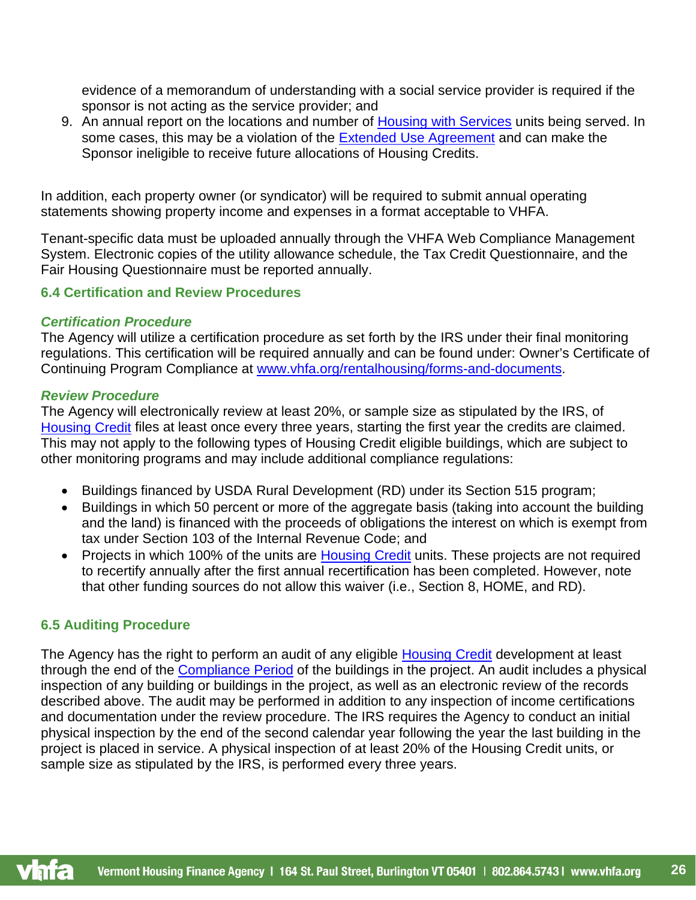evidence of a memorandum of understanding with a social service provider is required if the sponsor is not acting as the service provider; and

9. An annual report on the locations and number of Housing with Services units being served. In some cases, this may be a violation of the Extended Use Agreement and can make the Sponsor ineligible to receive future allocations of Housing Credits.

In addition, each property owner (or syndicator) will be required to submit annual operating statements showing property income and expenses in a format acceptable to VHFA.

Tenant-specific data must be uploaded annually through the VHFA Web Compliance Management System. Electronic copies of the utility allowance schedule, the Tax Credit Questionnaire, and the Fair Housing Questionnaire must be reported annually.

### 6.4 Certification and Review Procedures

#### *Certification Procedure*

The Agency will utilize a certification procedure as set forth by the IRS under their final monitoring regulations. This certification will be required annually and can be found under: Owner's Certificate of Continuing Program Compliance at www.vhfa.org/rentalhousing/forms-and-documents.

#### *Review Procedure*

The Agency will electronically review at least 20%, or sample size as stipulated by the IRS, of Housing Credit files at least once every three years, starting the first year the credits are claimed. This may not apply to the following types of Housing Credit eligible buildings, which are subject to other monitoring programs and may include additional compliance regulations:

- Buildings financed by USDA Rural Development (RD) under its Section 515 program;
- Buildings in which 50 percent or more of the aggregate basis (taking into account the building and the land) is financed with the proceeds of obligations the interest on which is exempt from tax under Section 103 of the Internal Revenue Code; and
- Projects in which 100% of the units are Housing Credit units. These projects are not required to recertify annually after the first annual recertification has been completed. However, note that other funding sources do not allow this waiver (i.e., Section 8, HOME, and RD).

### 6.5 Auditing Procedure

The Agency has the right to perform an audit of any eligible Housing Credit development at least through the end of the Compliance Period of the buildings in the project. An audit includes a physical inspection of any building or buildings in the project, as well as an electronic review of the records described above. The audit may be performed in addition to any inspection of income certifications and documentation under the review procedure. The IRS requires the Agency to conduct an initial physical inspection by the end of the second calendar year following the year the last building in the project is placed in service. A physical inspection of at least 20% of the Housing Credit units, or sample size as stipulated by the IRS, is performed every three years.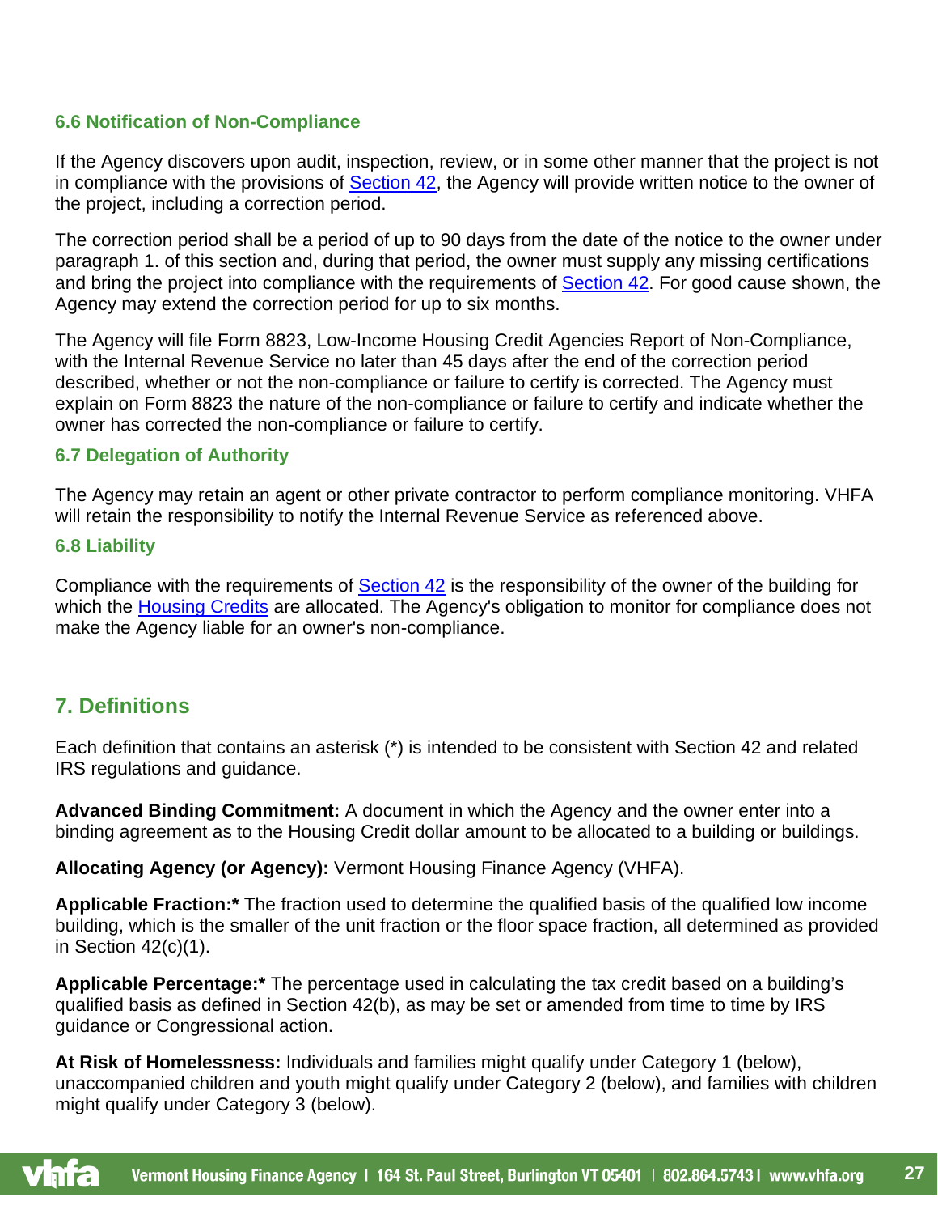### 6.6 Notification of Non-Compliance

If the Agency discovers upon audit, inspection, review, or in some other manner that the project is not in compliance with the provisions of Section 42, the Agency will provide written notice to the owner of the project, including a correction period.

The correction period shall be a period of up to 90 days from the date of the notice to the owner under paragraph 1. of this section and, during that period, the owner must supply any missing certifications and bring the project into compliance with the requirements of Section 42. For good cause shown, the Agency may extend the correction period for up to six months.

The Agency will file Form 8823, Low-Income Housing Credit Agencies Report of Non-Compliance, with the Internal Revenue Service no later than 45 days after the end of the correction period described, whether or not the non-compliance or failure to certify is corrected. The Agency must explain on Form 8823 the nature of the non-compliance or failure to certify and indicate whether the owner has corrected the non-compliance or failure to certify.

### 6.7 Delegation of Authority

The Agency may retain an agent or other private contractor to perform compliance monitoring. VHFA will retain the responsibility to notify the Internal Revenue Service as referenced above.

### 6.8 Liability

Compliance with the requirements of Section 42 is the responsibility of the owner of the building for which the Housing Credits are allocated. The Agency's obligation to monitor for compliance does not make the Agency liable for an owner's non-compliance.

## 7. Definitions

Each definition that contains an asterisk (*) is intended to be consistent with Section 42 and related IRS regulations and guidance.

**Advanced Binding Commitment:** A document in which the Agency and the owner enter into a binding agreement as to the Housing Credit dollar amount to be allocated to a building or buildings.

**Allocating Agency (or Agency):** Vermont Housing Finance Agency (VHFA).

**Applicable Fraction:*** The fraction used to determine the qualified basis of the qualified low income building, which is the smaller of the unit fraction or the floor space fraction, all determined as provided in Section 42(c)(1).

**Applicable Percentage:*** The percentage used in calculating the tax credit based on a building's qualified basis as defined in Section 42(b), as may be set or amended from time to time by IRS guidance or Congressional action.

**At Risk of Homelessness:** Individuals and families might qualify under Category 1 (below), unaccompanied children and youth might qualify under Category 2 (below), and families with children might qualify under Category 3 (below).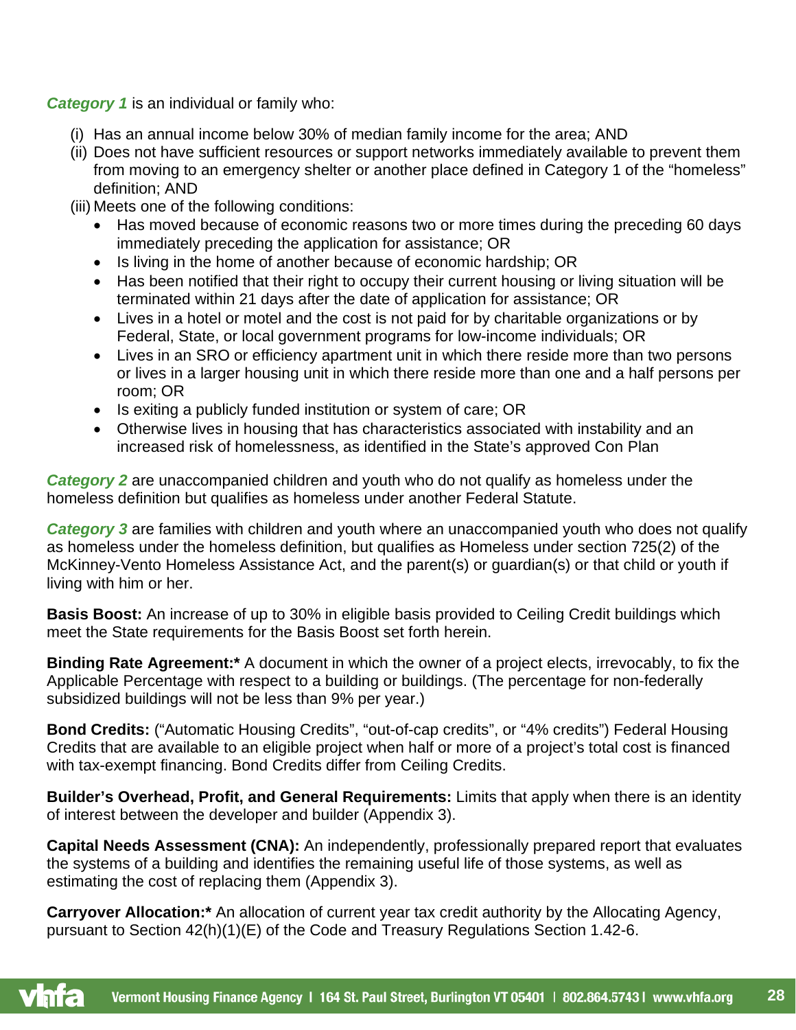***Category 1*** is an individual or family who:

(i) Has an annual income below 30% of median family income for the area; AND
(ii) Does not have sufficient resources or support networks immediately available to prevent them from moving to an emergency shelter or another place defined in Category 1 of the "homeless" definition; AND
(iii) Meets one of the following conditions:
  - Has moved because of economic reasons two or more times during the preceding 60 days immediately preceding the application for assistance; OR
  - Is living in the home of another because of economic hardship; OR
  - Has been notified that their right to occupy their current housing or living situation will be terminated within 21 days after the date of application for assistance; OR
  - Lives in a hotel or motel and the cost is not paid for by charitable organizations or by Federal, State, or local government programs for low-income individuals; OR
  - Lives in an SRO or efficiency apartment unit in which there reside more than two persons or lives in a larger housing unit in which there reside more than one and a half persons per room; OR
  - Is exiting a publicly funded institution or system of care; OR
  - Otherwise lives in housing that has characteristics associated with instability and an increased risk of homelessness, as identified in the State's approved Con Plan

***Category 2*** are unaccompanied children and youth who do not qualify as homeless under the homeless definition but qualifies as homeless under another Federal Statute.

***Category 3*** are families with children and youth where an unaccompanied youth who does not qualify as homeless under the homeless definition, but qualifies as Homeless under section 725(2) of the McKinney-Vento Homeless Assistance Act, and the parent(s) or guardian(s) or that child or youth if living with him or her.

**Basis Boost:** An increase of up to 30% in eligible basis provided to Ceiling Credit buildings which meet the State requirements for the Basis Boost set forth herein.

**Binding Rate Agreement:*** A document in which the owner of a project elects, irrevocably, to fix the Applicable Percentage with respect to a building or buildings. (The percentage for non-federally subsidized buildings will not be less than 9% per year.)

**Bond Credits:** ("Automatic Housing Credits", "out-of-cap credits", or "4% credits") Federal Housing Credits that are available to an eligible project when half or more of a project's total cost is financed with tax-exempt financing. Bond Credits differ from Ceiling Credits.

**Builder's Overhead, Profit, and General Requirements:** Limits that apply when there is an identity of interest between the developer and builder (Appendix 3).

**Capital Needs Assessment (CNA):** An independently, professionally prepared report that evaluates the systems of a building and identifies the remaining useful life of those systems, as well as estimating the cost of replacing them (Appendix 3).

**Carryover Allocation:*** An allocation of current year tax credit authority by the Allocating Agency, pursuant to Section 42(h)(1)(E) of the Code and Treasury Regulations Section 1.42-6.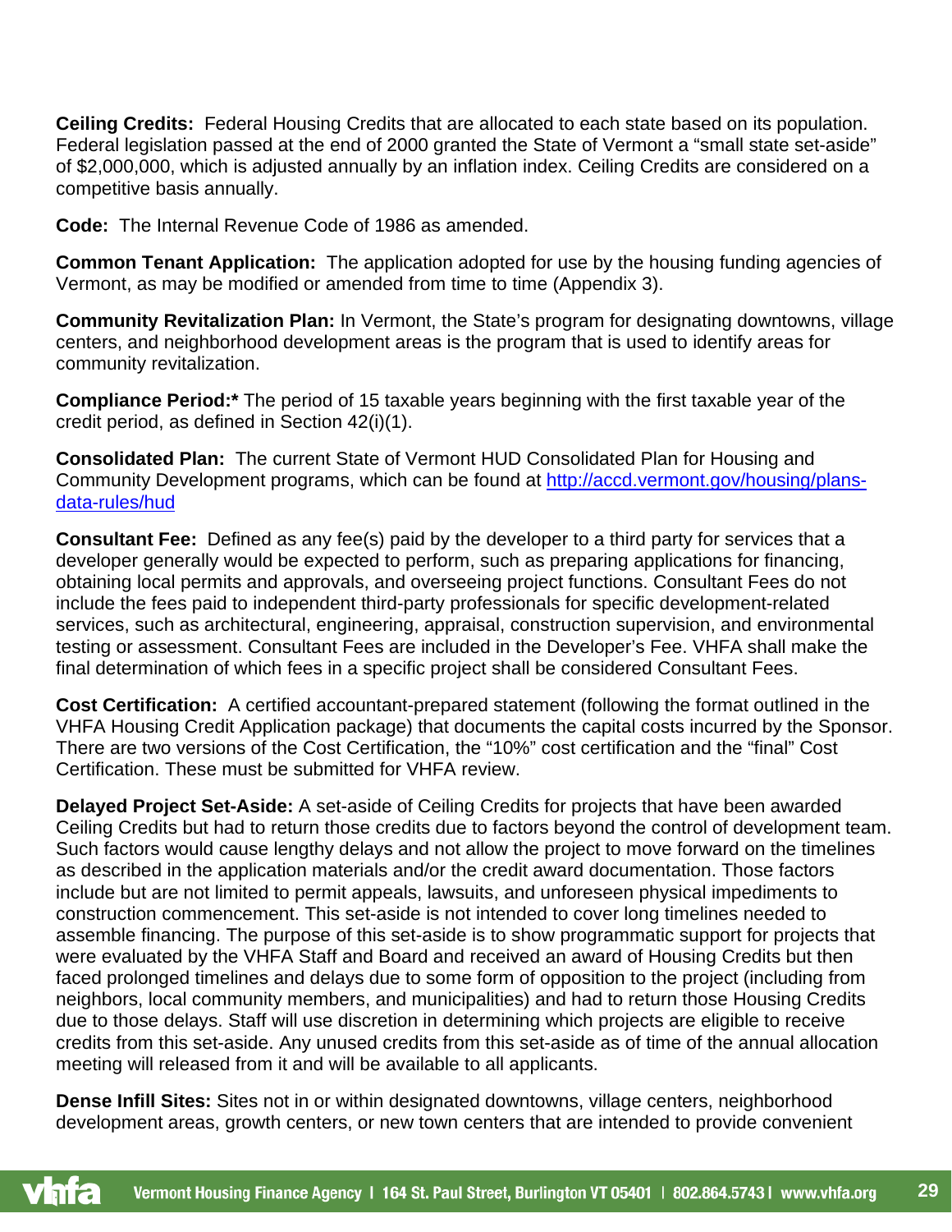**Ceiling Credits:** Federal Housing Credits that are allocated to each state based on its population. Federal legislation passed at the end of 2000 granted the State of Vermont a "small state set-aside" of $2,000,000, which is adjusted annually by an inflation index. Ceiling Credits are considered on a competitive basis annually.

**Code:** The Internal Revenue Code of 1986 as amended.

**Common Tenant Application:** The application adopted for use by the housing funding agencies of Vermont, as may be modified or amended from time to time (Appendix 3).

**Community Revitalization Plan:** In Vermont, the State's program for designating downtowns, village centers, and neighborhood development areas is the program that is used to identify areas for community revitalization.

**Compliance Period:*** The period of 15 taxable years beginning with the first taxable year of the credit period, as defined in Section 42(i)(1).

**Consolidated Plan:** The current State of Vermont HUD Consolidated Plan for Housing and Community Development programs, which can be found at [http://accd.vermont.gov/housing/plans-data-rules/hud](http://accd.vermont.gov/housing/plans-data-rules/hud)

**Consultant Fee:** Defined as any fee(s) paid by the developer to a third party for services that a developer generally would be expected to perform, such as preparing applications for financing, obtaining local permits and approvals, and overseeing project functions. Consultant Fees do not include the fees paid to independent third-party professionals for specific development-related services, such as architectural, engineering, appraisal, construction supervision, and environmental testing or assessment. Consultant Fees are included in the Developer's Fee. VHFA shall make the final determination of which fees in a specific project shall be considered Consultant Fees.

**Cost Certification:** A certified accountant-prepared statement (following the format outlined in the VHFA Housing Credit Application package) that documents the capital costs incurred by the Sponsor. There are two versions of the Cost Certification, the "10%" cost certification and the "final" Cost Certification. These must be submitted for VHFA review.

**Delayed Project Set-Aside:** A set-aside of Ceiling Credits for projects that have been awarded Ceiling Credits but had to return those credits due to factors beyond the control of development team. Such factors would cause lengthy delays and not allow the project to move forward on the timelines as described in the application materials and/or the credit award documentation. Those factors include but are not limited to permit appeals, lawsuits, and unforeseen physical impediments to construction commencement. This set-aside is not intended to cover long timelines needed to assemble financing. The purpose of this set-aside is to show programmatic support for projects that were evaluated by the VHFA Staff and Board and received an award of Housing Credits but then faced prolonged timelines and delays due to some form of opposition to the project (including from neighbors, local community members, and municipalities) and had to return those Housing Credits due to those delays. Staff will use discretion in determining which projects are eligible to receive credits from this set-aside. Any unused credits from this set-aside as of time of the annual allocation meeting will released from it and will be available to all applicants.

**Dense Infill Sites:** Sites not in or within designated downtowns, village centers, neighborhood development areas, growth centers, or new town centers that are intended to provide convenient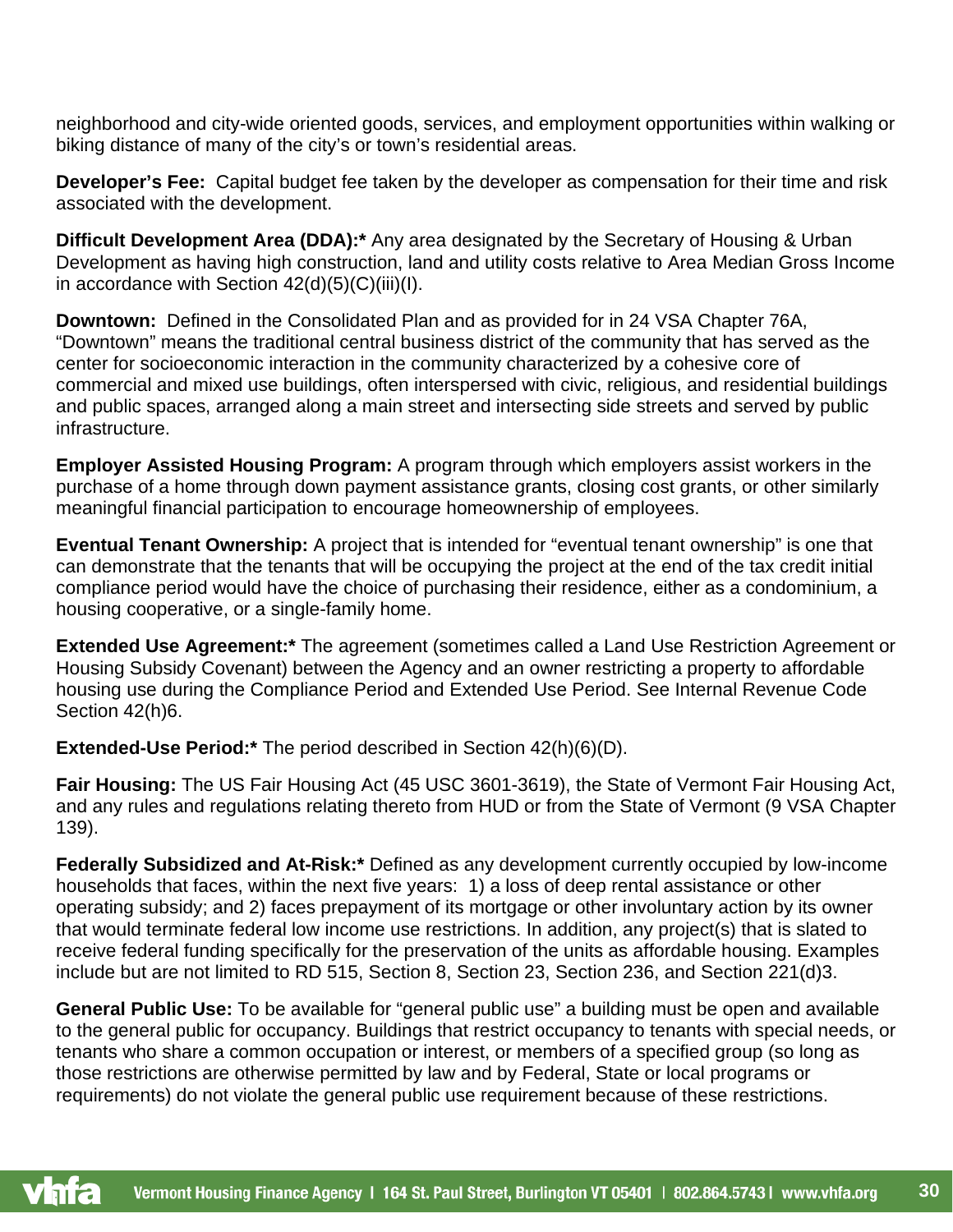neighborhood and city-wide oriented goods, services, and employment opportunities within walking or biking distance of many of the city's or town's residential areas.

**Developer's Fee:** Capital budget fee taken by the developer as compensation for their time and risk associated with the development.

**Difficult Development Area (DDA):*** Any area designated by the Secretary of Housing & Urban Development as having high construction, land and utility costs relative to Area Median Gross Income in accordance with Section 42(d)(5)(C)(iii)(I).

**Downtown:** Defined in the Consolidated Plan and as provided for in 24 VSA Chapter 76A, "Downtown" means the traditional central business district of the community that has served as the center for socioeconomic interaction in the community characterized by a cohesive core of commercial and mixed use buildings, often interspersed with civic, religious, and residential buildings and public spaces, arranged along a main street and intersecting side streets and served by public infrastructure.

**Employer Assisted Housing Program:** A program through which employers assist workers in the purchase of a home through down payment assistance grants, closing cost grants, or other similarly meaningful financial participation to encourage homeownership of employees.

**Eventual Tenant Ownership:** A project that is intended for "eventual tenant ownership" is one that can demonstrate that the tenants that will be occupying the project at the end of the tax credit initial compliance period would have the choice of purchasing their residence, either as a condominium, a housing cooperative, or a single-family home.

**Extended Use Agreement:*** The agreement (sometimes called a Land Use Restriction Agreement or Housing Subsidy Covenant) between the Agency and an owner restricting a property to affordable housing use during the Compliance Period and Extended Use Period. See Internal Revenue Code Section 42(h)6.

**Extended-Use Period:*** The period described in Section 42(h)(6)(D).

**Fair Housing:** The US Fair Housing Act (45 USC 3601-3619), the State of Vermont Fair Housing Act, and any rules and regulations relating thereto from HUD or from the State of Vermont (9 VSA Chapter 139).

**Federally Subsidized and At-Risk:*** Defined as any development currently occupied by low-income households that faces, within the next five years: 1) a loss of deep rental assistance or other operating subsidy; and 2) faces prepayment of its mortgage or other involuntary action by its owner that would terminate federal low income use restrictions. In addition, any project(s) that is slated to receive federal funding specifically for the preservation of the units as affordable housing. Examples include but are not limited to RD 515, Section 8, Section 23, Section 236, and Section 221(d)3.

**General Public Use:** To be available for "general public use" a building must be open and available to the general public for occupancy. Buildings that restrict occupancy to tenants with special needs, or tenants who share a common occupation or interest, or members of a specified group (so long as those restrictions are otherwise permitted by law and by Federal, State or local programs or requirements) do not violate the general public use requirement because of these restrictions.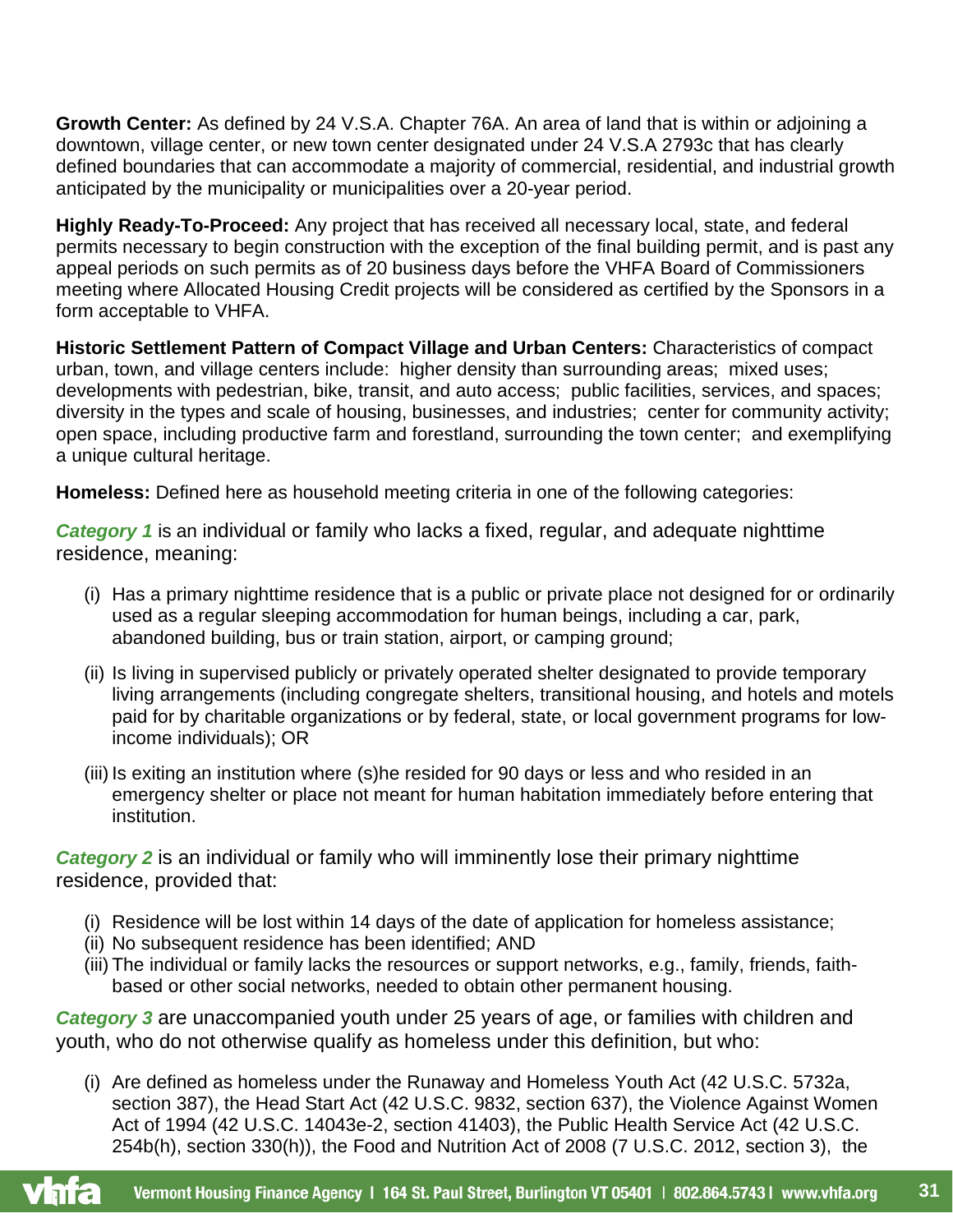**Growth Center:** As defined by 24 V.S.A. Chapter 76A. An area of land that is within or adjoining a downtown, village center, or new town center designated under 24 V.S.A 2793c that has clearly defined boundaries that can accommodate a majority of commercial, residential, and industrial growth anticipated by the municipality or municipalities over a 20-year period.

**Highly Ready-To-Proceed:** Any project that has received all necessary local, state, and federal permits necessary to begin construction with the exception of the final building permit, and is past any appeal periods on such permits as of 20 business days before the VHFA Board of Commissioners meeting where Allocated Housing Credit projects will be considered as certified by the Sponsors in a form acceptable to VHFA.

**Historic Settlement Pattern of Compact Village and Urban Centers:** Characteristics of compact urban, town, and village centers include: higher density than surrounding areas; mixed uses; developments with pedestrian, bike, transit, and auto access; public facilities, services, and spaces; diversity in the types and scale of housing, businesses, and industries; center for community activity; open space, including productive farm and forestland, surrounding the town center; and exemplifying a unique cultural heritage.

**Homeless:** Defined here as household meeting criteria in one of the following categories:

***Category 1*** is an individual or family who lacks a fixed, regular, and adequate nighttime residence, meaning:

(i) Has a primary nighttime residence that is a public or private place not designed for or ordinarily used as a regular sleeping accommodation for human beings, including a car, park, abandoned building, bus or train station, airport, or camping ground;

(ii) Is living in supervised publicly or privately operated shelter designated to provide temporary living arrangements (including congregate shelters, transitional housing, and hotels and motels paid for by charitable organizations or by federal, state, or local government programs for low-income individuals); OR

(iii) Is exiting an institution where (s)he resided for 90 days or less and who resided in an emergency shelter or place not meant for human habitation immediately before entering that institution.

***Category 2*** is an individual or family who will imminently lose their primary nighttime residence, provided that:

(i) Residence will be lost within 14 days of the date of application for homeless assistance;
(ii) No subsequent residence has been identified; AND
(iii) The individual or family lacks the resources or support networks, e.g., family, friends, faith-based or other social networks, needed to obtain other permanent housing.

***Category 3*** are unaccompanied youth under 25 years of age, or families with children and youth, who do not otherwise qualify as homeless under this definition, but who:

(i) Are defined as homeless under the Runaway and Homeless Youth Act (42 U.S.C. 5732a, section 387), the Head Start Act (42 U.S.C. 9832, section 637), the Violence Against Women Act of 1994 (42 U.S.C. 14043e-2, section 41403), the Public Health Service Act (42 U.S.C. 254b(h), section 330(h)), the Food and Nutrition Act of 2008 (7 U.S.C. 2012, section 3), the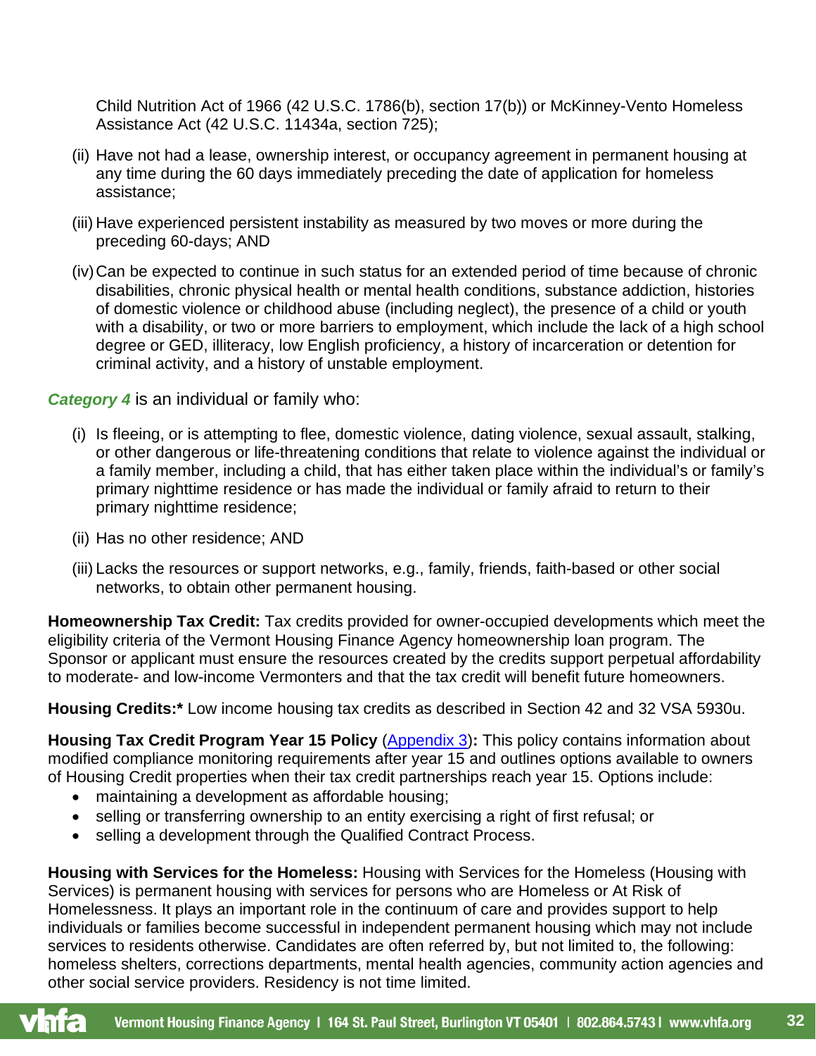Child Nutrition Act of 1966 (42 U.S.C. 1786(b), section 17(b)) or McKinney-Vento Homeless Assistance Act (42 U.S.C. 11434a, section 725);

(ii) Have not had a lease, ownership interest, or occupancy agreement in permanent housing at any time during the 60 days immediately preceding the date of application for homeless assistance;

(iii) Have experienced persistent instability as measured by two moves or more during the preceding 60-days; AND

(iv) Can be expected to continue in such status for an extended period of time because of chronic disabilities, chronic physical health or mental health conditions, substance addiction, histories of domestic violence or childhood abuse (including neglect), the presence of a child or youth with a disability, or two or more barriers to employment, which include the lack of a high school degree or GED, illiteracy, low English proficiency, a history of incarceration or detention for criminal activity, and a history of unstable employment.

***Category 4*** is an individual or family who:

(i) Is fleeing, or is attempting to flee, domestic violence, dating violence, sexual assault, stalking, or other dangerous or life-threatening conditions that relate to violence against the individual or a family member, including a child, that has either taken place within the individual's or family's primary nighttime residence or has made the individual or family afraid to return to their primary nighttime residence;

(ii) Has no other residence; AND

(iii) Lacks the resources or support networks, e.g., family, friends, faith-based or other social networks, to obtain other permanent housing.

**Homeownership Tax Credit:** Tax credits provided for owner-occupied developments which meet the eligibility criteria of the Vermont Housing Finance Agency homeownership loan program. The Sponsor or applicant must ensure the resources created by the credits support perpetual affordability to moderate- and low-income Vermonters and that the tax credit will benefit future homeowners.

**Housing Credits:*** Low income housing tax credits as described in Section 42 and 32 VSA 5930u.

**Housing Tax Credit Program Year 15 Policy** (Appendix 3)**:** This policy contains information about modified compliance monitoring requirements after year 15 and outlines options available to owners of Housing Credit properties when their tax credit partnerships reach year 15. Options include:

- maintaining a development as affordable housing;
- selling or transferring ownership to an entity exercising a right of first refusal; or
- selling a development through the Qualified Contract Process.

**Housing with Services for the Homeless:** Housing with Services for the Homeless (Housing with Services) is permanent housing with services for persons who are Homeless or At Risk of Homelessness. It plays an important role in the continuum of care and provides support to help individuals or families become successful in independent permanent housing which may not include services to residents otherwise. Candidates are often referred by, but not limited to, the following: homeless shelters, corrections departments, mental health agencies, community action agencies and other social service providers. Residency is not time limited.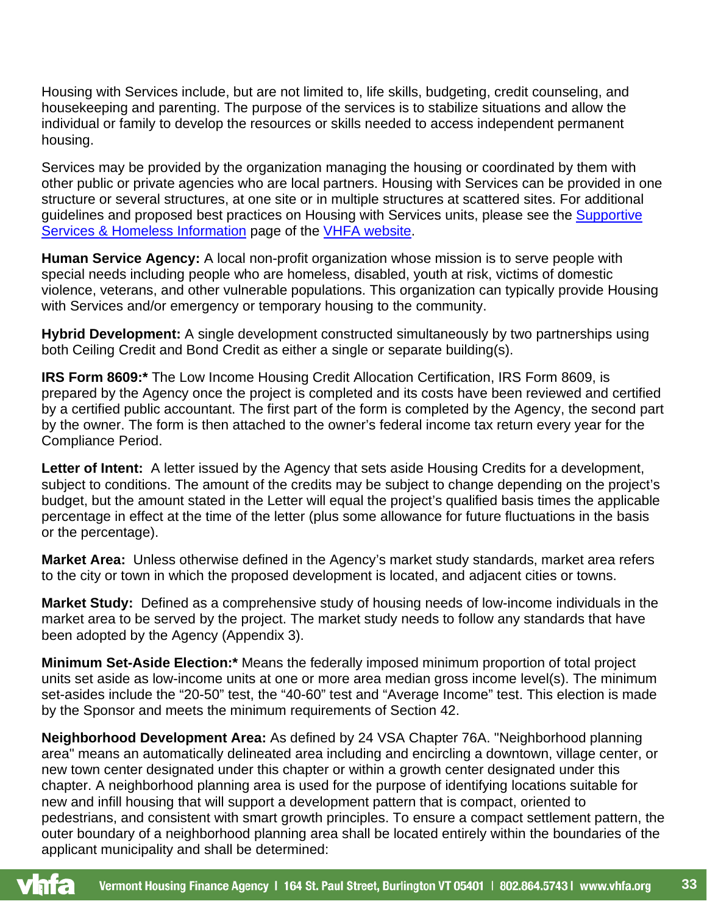Housing with Services include, but are not limited to, life skills, budgeting, credit counseling, and housekeeping and parenting. The purpose of the services is to stabilize situations and allow the individual or family to develop the resources or skills needed to access independent permanent housing.

Services may be provided by the organization managing the housing or coordinated by them with other public or private agencies who are local partners. Housing with Services can be provided in one structure or several structures, at one site or in multiple structures at scattered sites. For additional guidelines and proposed best practices on Housing with Services units, please see the [Supportive Services & Homeless Information]() page of the [VHFA website]().

**Human Service Agency:** A local non-profit organization whose mission is to serve people with special needs including people who are homeless, disabled, youth at risk, victims of domestic violence, veterans, and other vulnerable populations. This organization can typically provide Housing with Services and/or emergency or temporary housing to the community.

**Hybrid Development:** A single development constructed simultaneously by two partnerships using both Ceiling Credit and Bond Credit as either a single or separate building(s).

**IRS Form 8609:*** The Low Income Housing Credit Allocation Certification, IRS Form 8609, is prepared by the Agency once the project is completed and its costs have been reviewed and certified by a certified public accountant. The first part of the form is completed by the Agency, the second part by the owner. The form is then attached to the owner's federal income tax return every year for the Compliance Period.

**Letter of Intent:** A letter issued by the Agency that sets aside Housing Credits for a development, subject to conditions. The amount of the credits may be subject to change depending on the project's budget, but the amount stated in the Letter will equal the project's qualified basis times the applicable percentage in effect at the time of the letter (plus some allowance for future fluctuations in the basis or the percentage).

**Market Area:** Unless otherwise defined in the Agency's market study standards, market area refers to the city or town in which the proposed development is located, and adjacent cities or towns.

**Market Study:** Defined as a comprehensive study of housing needs of low-income individuals in the market area to be served by the project. The market study needs to follow any standards that have been adopted by the Agency (Appendix 3).

**Minimum Set-Aside Election:*** Means the federally imposed minimum proportion of total project units set aside as low-income units at one or more area median gross income level(s). The minimum set-asides include the "20-50" test, the "40-60" test and "Average Income" test. This election is made by the Sponsor and meets the minimum requirements of Section 42.

**Neighborhood Development Area:** As defined by 24 VSA Chapter 76A. "Neighborhood planning area" means an automatically delineated area including and encircling a downtown, village center, or new town center designated under this chapter or within a growth center designated under this chapter. A neighborhood planning area is used for the purpose of identifying locations suitable for new and infill housing that will support a development pattern that is compact, oriented to pedestrians, and consistent with smart growth principles. To ensure a compact settlement pattern, the outer boundary of a neighborhood planning area shall be located entirely within the boundaries of the applicant municipality and shall be determined: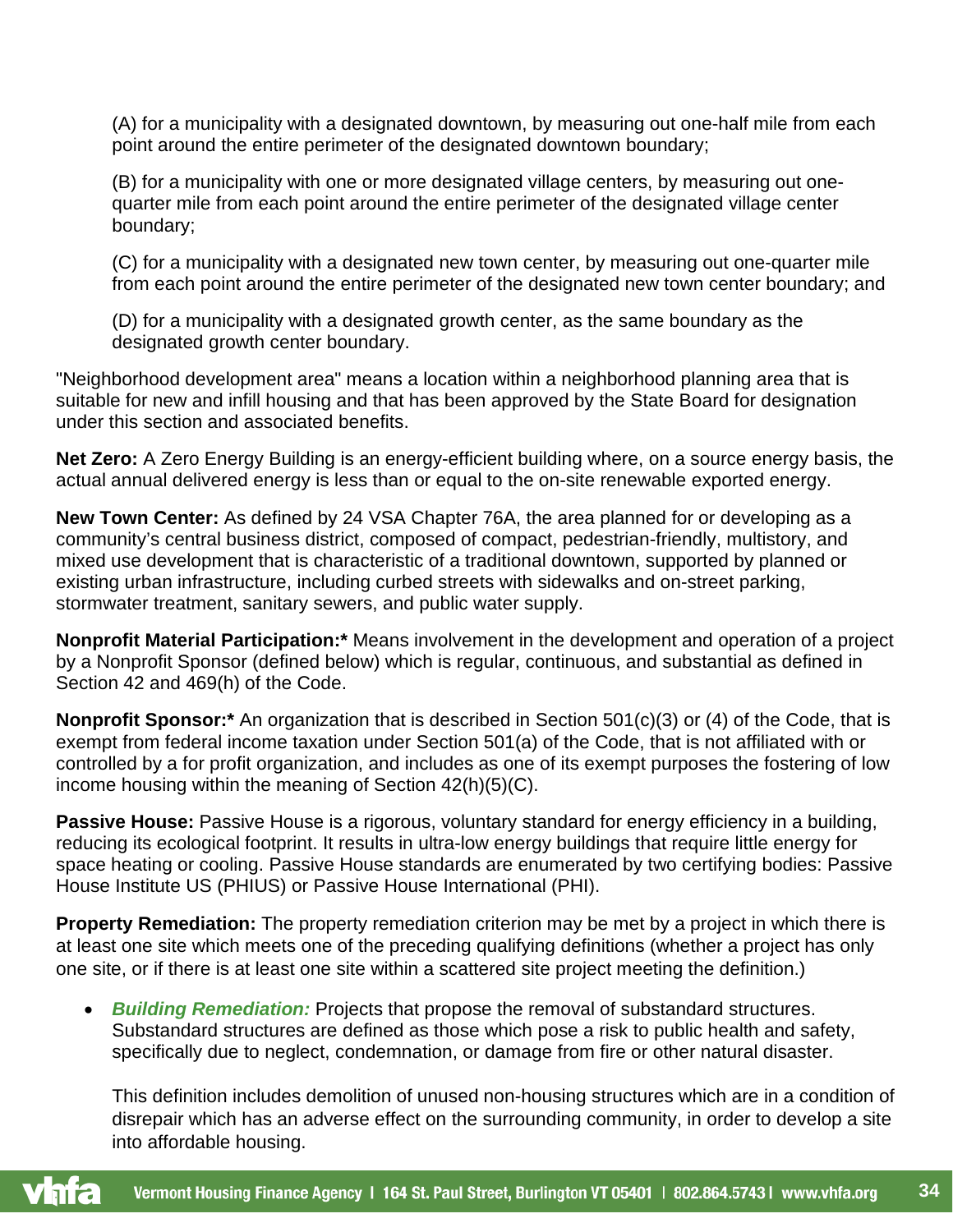(A) for a municipality with a designated downtown, by measuring out one-half mile from each point around the entire perimeter of the designated downtown boundary;

(B) for a municipality with one or more designated village centers, by measuring out one-quarter mile from each point around the entire perimeter of the designated village center boundary;

(C) for a municipality with a designated new town center, by measuring out one-quarter mile from each point around the entire perimeter of the designated new town center boundary; and

(D) for a municipality with a designated growth center, as the same boundary as the designated growth center boundary.

"Neighborhood development area" means a location within a neighborhood planning area that is suitable for new and infill housing and that has been approved by the State Board for designation under this section and associated benefits.

**Net Zero:** A Zero Energy Building is an energy-efficient building where, on a source energy basis, the actual annual delivered energy is less than or equal to the on-site renewable exported energy.

**New Town Center:** As defined by 24 VSA Chapter 76A, the area planned for or developing as a community's central business district, composed of compact, pedestrian-friendly, multistory, and mixed use development that is characteristic of a traditional downtown, supported by planned or existing urban infrastructure, including curbed streets with sidewalks and on-street parking, stormwater treatment, sanitary sewers, and public water supply.

**Nonprofit Material Participation:*** Means involvement in the development and operation of a project by a Nonprofit Sponsor (defined below) which is regular, continuous, and substantial as defined in Section 42 and 469(h) of the Code.

**Nonprofit Sponsor:*** An organization that is described in Section 501(c)(3) or (4) of the Code, that is exempt from federal income taxation under Section 501(a) of the Code, that is not affiliated with or controlled by a for profit organization, and includes as one of its exempt purposes the fostering of low income housing within the meaning of Section 42(h)(5)(C).

**Passive House:** Passive House is a rigorous, voluntary standard for energy efficiency in a building, reducing its ecological footprint. It results in ultra-low energy buildings that require little energy for space heating or cooling. Passive House standards are enumerated by two certifying bodies: Passive House Institute US (PHIUS) or Passive House International (PHI).

**Property Remediation:** The property remediation criterion may be met by a project in which there is at least one site which meets one of the preceding qualifying definitions (whether a project has only one site, or if there is at least one site within a scattered site project meeting the definition.)

- ***Building Remediation:*** Projects that propose the removal of substandard structures. Substandard structures are defined as those which pose a risk to public health and safety, specifically due to neglect, condemnation, or damage from fire or other natural disaster.

  This definition includes demolition of unused non-housing structures which are in a condition of disrepair which has an adverse effect on the surrounding community, in order to develop a site into affordable housing.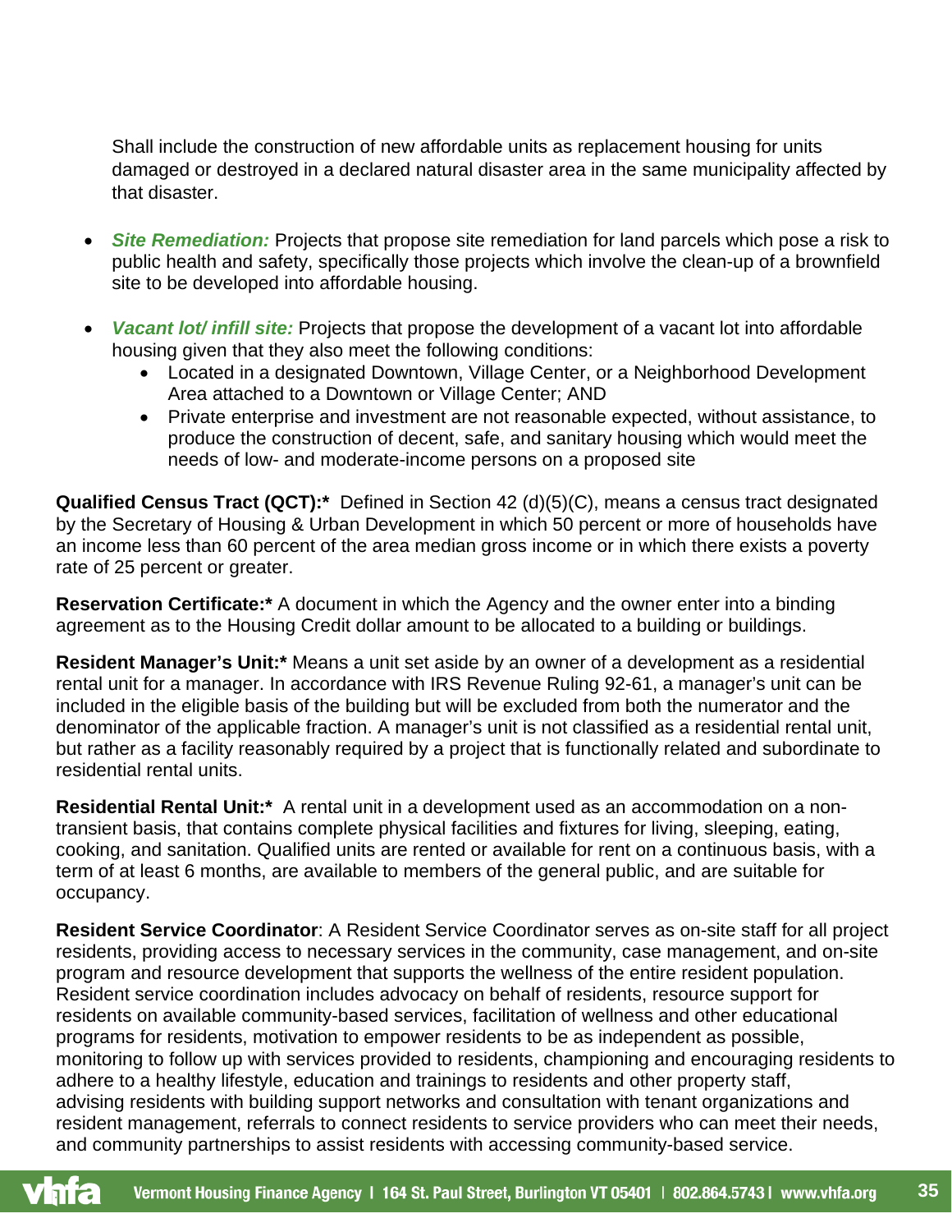Shall include the construction of new affordable units as replacement housing for units damaged or destroyed in a declared natural disaster area in the same municipality affected by that disaster.

- ***Site Remediation:*** Projects that propose site remediation for land parcels which pose a risk to public health and safety, specifically those projects which involve the clean-up of a brownfield site to be developed into affordable housing.

- ***Vacant lot/ infill site:*** Projects that propose the development of a vacant lot into affordable housing given that they also meet the following conditions:
  - Located in a designated Downtown, Village Center, or a Neighborhood Development Area attached to a Downtown or Village Center; AND
  - Private enterprise and investment are not reasonable expected, without assistance, to produce the construction of decent, safe, and sanitary housing which would meet the needs of low- and moderate-income persons on a proposed site

**Qualified Census Tract (QCT):*** Defined in Section 42 (d)(5)(C), means a census tract designated by the Secretary of Housing & Urban Development in which 50 percent or more of households have an income less than 60 percent of the area median gross income or in which there exists a poverty rate of 25 percent or greater.

**Reservation Certificate:*** A document in which the Agency and the owner enter into a binding agreement as to the Housing Credit dollar amount to be allocated to a building or buildings.

**Resident Manager's Unit:*** Means a unit set aside by an owner of a development as a residential rental unit for a manager. In accordance with IRS Revenue Ruling 92-61, a manager's unit can be included in the eligible basis of the building but will be excluded from both the numerator and the denominator of the applicable fraction. A manager's unit is not classified as a residential rental unit, but rather as a facility reasonably required by a project that is functionally related and subordinate to residential rental units.

**Residential Rental Unit:*** A rental unit in a development used as an accommodation on a non-transient basis, that contains complete physical facilities and fixtures for living, sleeping, eating, cooking, and sanitation. Qualified units are rented or available for rent on a continuous basis, with a term of at least 6 months, are available to members of the general public, and are suitable for occupancy.

**Resident Service Coordinator**: A Resident Service Coordinator serves as on-site staff for all project residents, providing access to necessary services in the community, case management, and on-site program and resource development that supports the wellness of the entire resident population. Resident service coordination includes advocacy on behalf of residents, resource support for residents on available community-based services, facilitation of wellness and other educational programs for residents, motivation to empower residents to be as independent as possible, monitoring to follow up with services provided to residents, championing and encouraging residents to adhere to a healthy lifestyle, education and trainings to residents and other property staff, advising residents with building support networks and consultation with tenant organizations and resident management, referrals to connect residents to service providers who can meet their needs, and community partnerships to assist residents with accessing community-based service.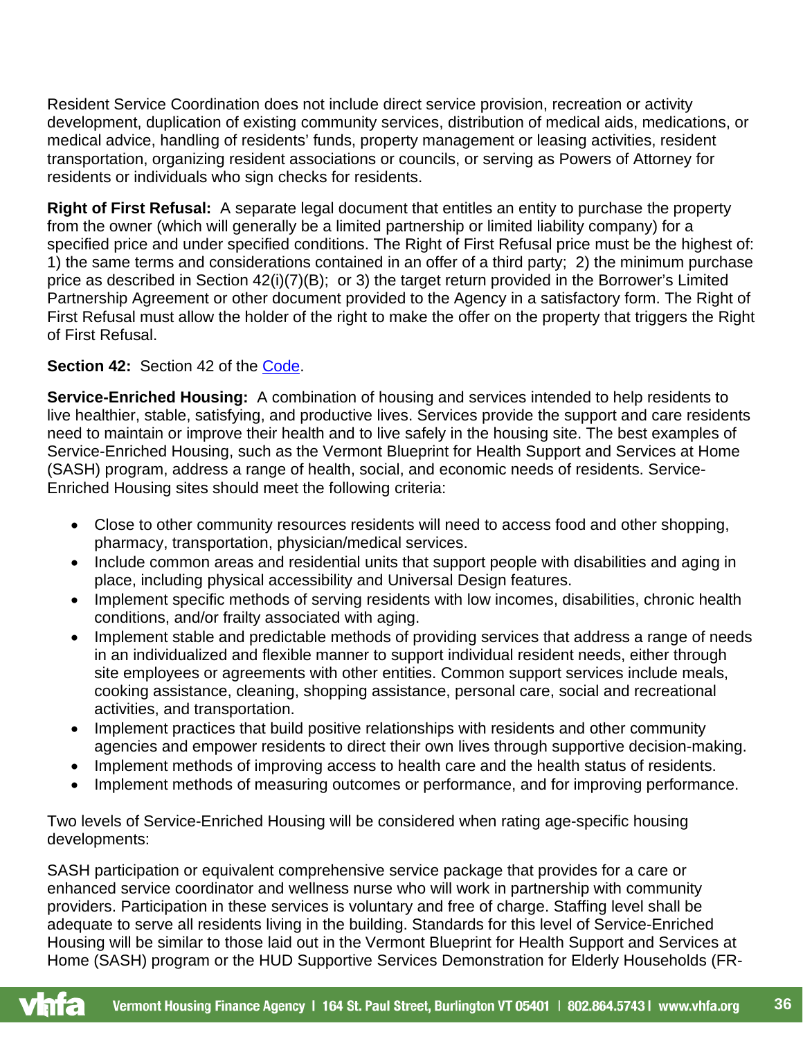Resident Service Coordination does not include direct service provision, recreation or activity development, duplication of existing community services, distribution of medical aids, medications, or medical advice, handling of residents' funds, property management or leasing activities, resident transportation, organizing resident associations or councils, or serving as Powers of Attorney for residents or individuals who sign checks for residents.

**Right of First Refusal:** A separate legal document that entitles an entity to purchase the property from the owner (which will generally be a limited partnership or limited liability company) for a specified price and under specified conditions. The Right of First Refusal price must be the highest of: 1) the same terms and considerations contained in an offer of a third party; 2) the minimum purchase price as described in Section 42(i)(7)(B); or 3) the target return provided in the Borrower's Limited Partnership Agreement or other document provided to the Agency in a satisfactory form. The Right of First Refusal must allow the holder of the right to make the offer on the property that triggers the Right of First Refusal.

**Section 42:** Section 42 of the Code.

**Service-Enriched Housing:** A combination of housing and services intended to help residents to live healthier, stable, satisfying, and productive lives. Services provide the support and care residents need to maintain or improve their health and to live safely in the housing site. The best examples of Service-Enriched Housing, such as the Vermont Blueprint for Health Support and Services at Home (SASH) program, address a range of health, social, and economic needs of residents. Service-Enriched Housing sites should meet the following criteria:

- Close to other community resources residents will need to access food and other shopping, pharmacy, transportation, physician/medical services.
- Include common areas and residential units that support people with disabilities and aging in place, including physical accessibility and Universal Design features.
- Implement specific methods of serving residents with low incomes, disabilities, chronic health conditions, and/or frailty associated with aging.
- Implement stable and predictable methods of providing services that address a range of needs in an individualized and flexible manner to support individual resident needs, either through site employees or agreements with other entities. Common support services include meals, cooking assistance, cleaning, shopping assistance, personal care, social and recreational activities, and transportation.
- Implement practices that build positive relationships with residents and other community agencies and empower residents to direct their own lives through supportive decision-making.
- Implement methods of improving access to health care and the health status of residents.
- Implement methods of measuring outcomes or performance, and for improving performance.

Two levels of Service-Enriched Housing will be considered when rating age-specific housing developments:

SASH participation or equivalent comprehensive service package that provides for a care or enhanced service coordinator and wellness nurse who will work in partnership with community providers. Participation in these services is voluntary and free of charge. Staffing level shall be adequate to serve all residents living in the building. Standards for this level of Service-Enriched Housing will be similar to those laid out in the Vermont Blueprint for Health Support and Services at Home (SASH) program or the HUD Supportive Services Demonstration for Elderly Households (FR-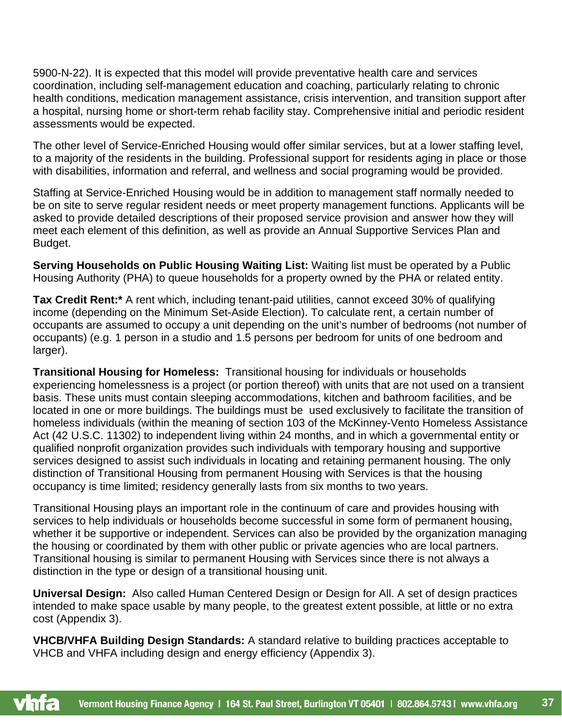5900-N-22). It is expected that this model will provide preventative health care and services coordination, including self-management education and coaching, particularly relating to chronic health conditions, medication management assistance, crisis intervention, and transition support after a hospital, nursing home or short-term rehab facility stay. Comprehensive initial and periodic resident assessments would be expected.

The other level of Service-Enriched Housing would offer similar services, but at a lower staffing level, to a majority of the residents in the building. Professional support for residents aging in place or those with disabilities, information and referral, and wellness and social programing would be provided.

Staffing at Service-Enriched Housing would be in addition to management staff normally needed to be on site to serve regular resident needs or meet property management functions. Applicants will be asked to provide detailed descriptions of their proposed service provision and answer how they will meet each element of this definition, as well as provide an Annual Supportive Services Plan and Budget.

**Serving Households on Public Housing Waiting List:** Waiting list must be operated by a Public Housing Authority (PHA) to queue households for a property owned by the PHA or related entity.

**Tax Credit Rent:*** A rent which, including tenant-paid utilities, cannot exceed 30% of qualifying income (depending on the Minimum Set-Aside Election). To calculate rent, a certain number of occupants are assumed to occupy a unit depending on the unit's number of bedrooms (not number of occupants) (e.g. 1 person in a studio and 1.5 persons per bedroom for units of one bedroom and larger).

**Transitional Housing for Homeless:** Transitional housing for individuals or households experiencing homelessness is a project (or portion thereof) with units that are not used on a transient basis. These units must contain sleeping accommodations, kitchen and bathroom facilities, and be located in one or more buildings. The buildings must be used exclusively to facilitate the transition of homeless individuals (within the meaning of section 103 of the McKinney-Vento Homeless Assistance Act (42 U.S.C. 11302) to independent living within 24 months, and in which a governmental entity or qualified nonprofit organization provides such individuals with temporary housing and supportive services designed to assist such individuals in locating and retaining permanent housing. The only distinction of Transitional Housing from permanent Housing with Services is that the housing occupancy is time limited; residency generally lasts from six months to two years.

Transitional Housing plays an important role in the continuum of care and provides housing with services to help individuals or households become successful in some form of permanent housing, whether it be supportive or independent. Services can also be provided by the organization managing the housing or coordinated by them with other public or private agencies who are local partners. Transitional housing is similar to permanent Housing with Services since there is not always a distinction in the type or design of a transitional housing unit.

**Universal Design:** Also called Human Centered Design or Design for All. A set of design practices intended to make space usable by many people, to the greatest extent possible, at little or no extra cost (Appendix 3).

**VHCB/VHFA Building Design Standards:** A standard relative to building practices acceptable to VHCB and VHFA including design and energy efficiency (Appendix 3).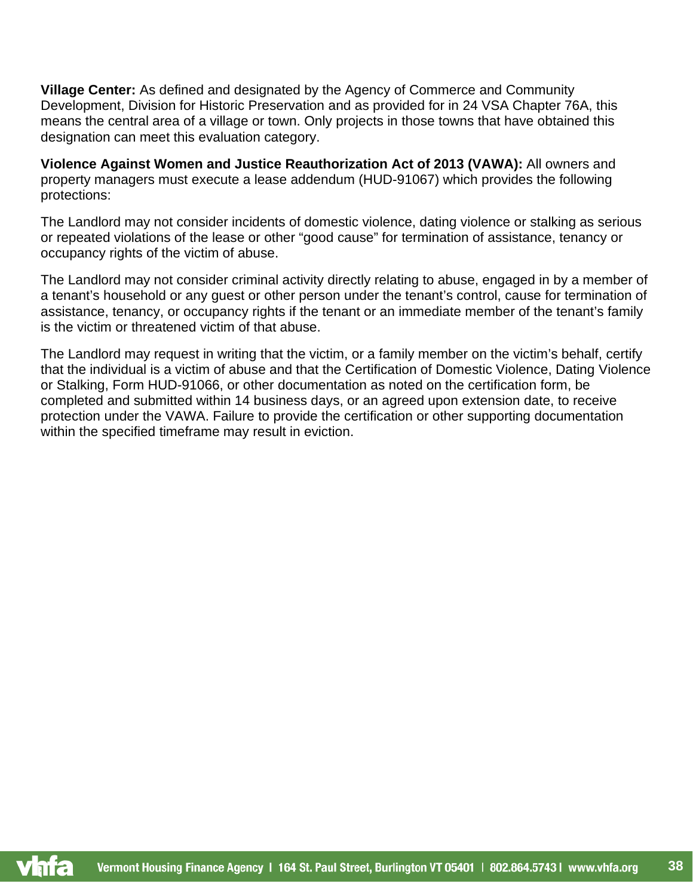**Village Center:** As defined and designated by the Agency of Commerce and Community Development, Division for Historic Preservation and as provided for in 24 VSA Chapter 76A, this means the central area of a village or town. Only projects in those towns that have obtained this designation can meet this evaluation category.

**Violence Against Women and Justice Reauthorization Act of 2013 (VAWA):** All owners and property managers must execute a lease addendum (HUD-91067) which provides the following protections:

The Landlord may not consider incidents of domestic violence, dating violence or stalking as serious or repeated violations of the lease or other "good cause" for termination of assistance, tenancy or occupancy rights of the victim of abuse.

The Landlord may not consider criminal activity directly relating to abuse, engaged in by a member of a tenant's household or any guest or other person under the tenant's control, cause for termination of assistance, tenancy, or occupancy rights if the tenant or an immediate member of the tenant's family is the victim or threatened victim of that abuse.

The Landlord may request in writing that the victim, or a family member on the victim's behalf, certify that the individual is a victim of abuse and that the Certification of Domestic Violence, Dating Violence or Stalking, Form HUD-91066, or other documentation as noted on the certification form, be completed and submitted within 14 business days, or an agreed upon extension date, to receive protection under the VAWA. Failure to provide the certification or other supporting documentation within the specified timeframe may result in eviction.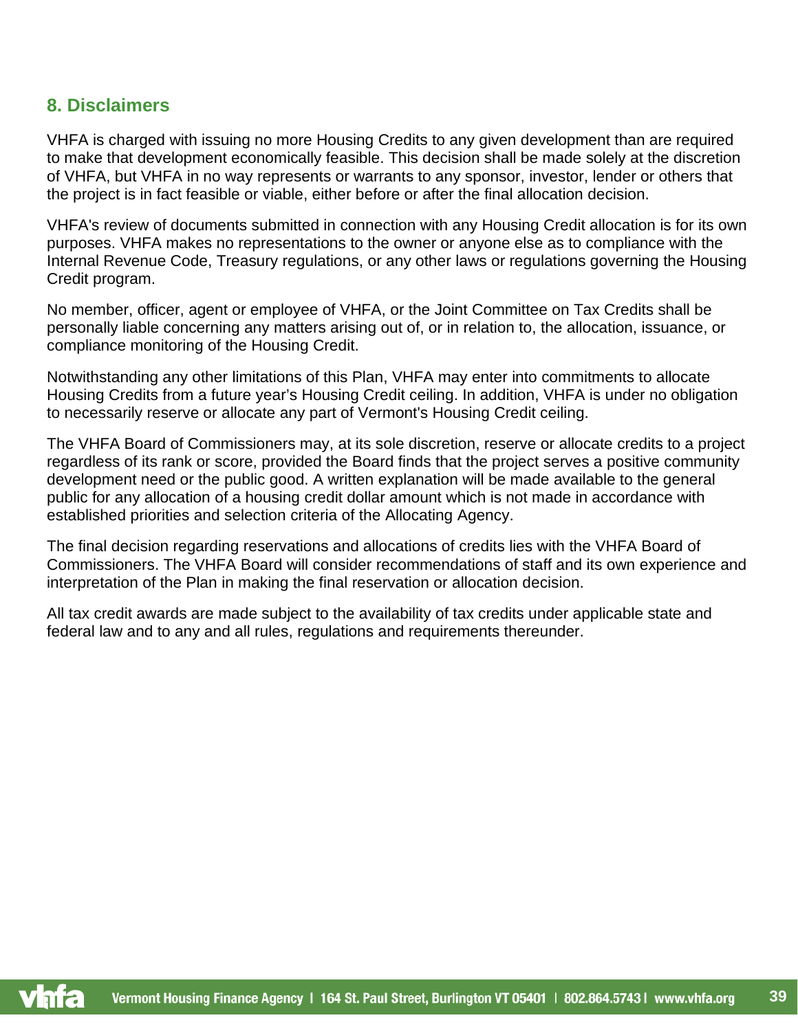## 8. Disclaimers

VHFA is charged with issuing no more Housing Credits to any given development than are required to make that development economically feasible. This decision shall be made solely at the discretion of VHFA, but VHFA in no way represents or warrants to any sponsor, investor, lender or others that the project is in fact feasible or viable, either before or after the final allocation decision.

VHFA's review of documents submitted in connection with any Housing Credit allocation is for its own purposes. VHFA makes no representations to the owner or anyone else as to compliance with the Internal Revenue Code, Treasury regulations, or any other laws or regulations governing the Housing Credit program.

No member, officer, agent or employee of VHFA, or the Joint Committee on Tax Credits shall be personally liable concerning any matters arising out of, or in relation to, the allocation, issuance, or compliance monitoring of the Housing Credit.

Notwithstanding any other limitations of this Plan, VHFA may enter into commitments to allocate Housing Credits from a future year's Housing Credit ceiling. In addition, VHFA is under no obligation to necessarily reserve or allocate any part of Vermont's Housing Credit ceiling.

The VHFA Board of Commissioners may, at its sole discretion, reserve or allocate credits to a project regardless of its rank or score, provided the Board finds that the project serves a positive community development need or the public good. A written explanation will be made available to the general public for any allocation of a housing credit dollar amount which is not made in accordance with established priorities and selection criteria of the Allocating Agency.

The final decision regarding reservations and allocations of credits lies with the VHFA Board of Commissioners. The VHFA Board will consider recommendations of staff and its own experience and interpretation of the Plan in making the final reservation or allocation decision.

All tax credit awards are made subject to the availability of tax credits under applicable state and federal law and to any and all rules, regulations and requirements thereunder.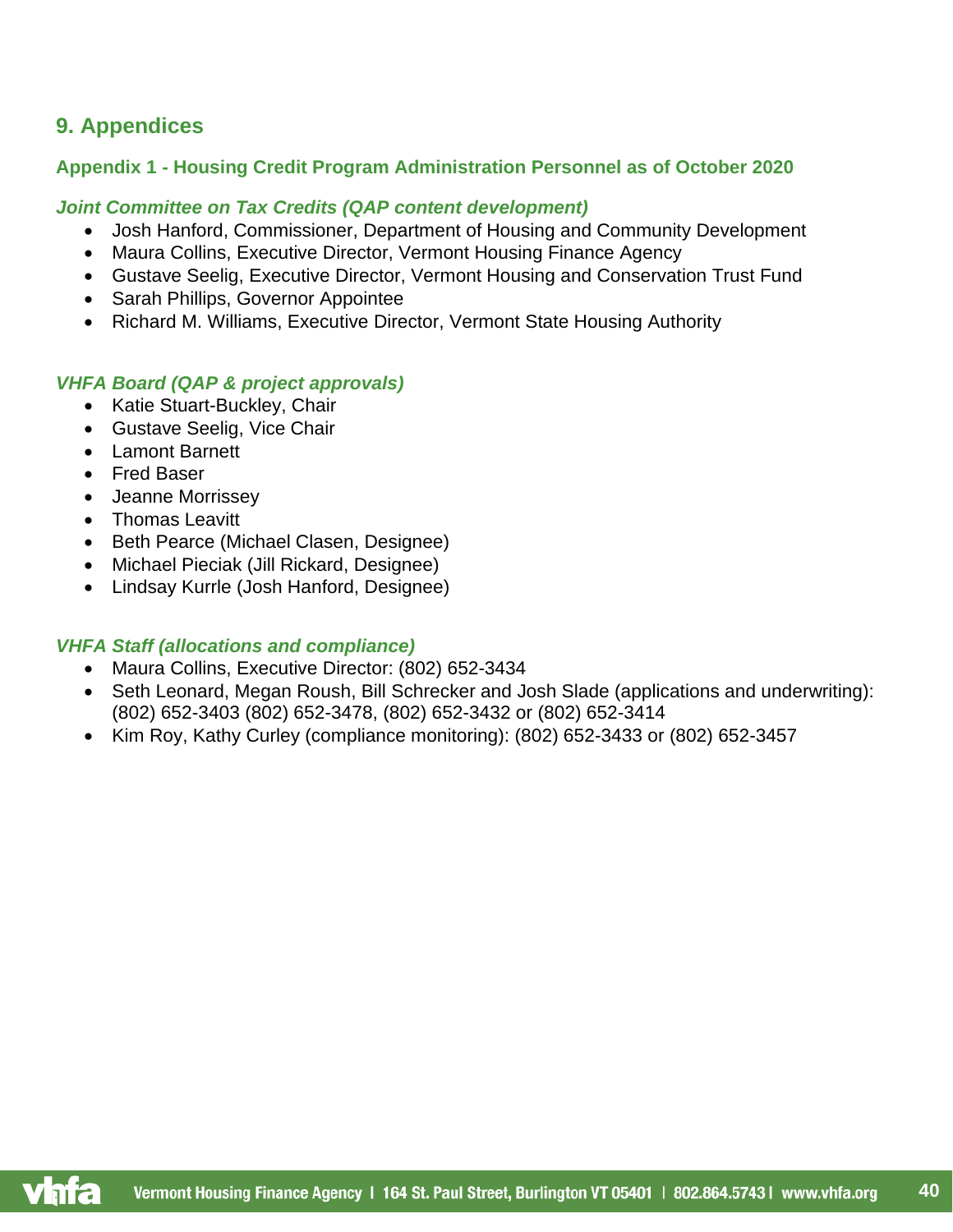## 9. Appendices

### Appendix 1 - Housing Credit Program Administration Personnel as of October 2020

#### *Joint Committee on Tax Credits (QAP content development)*

- Josh Hanford, Commissioner, Department of Housing and Community Development
- Maura Collins, Executive Director, Vermont Housing Finance Agency
- Gustave Seelig, Executive Director, Vermont Housing and Conservation Trust Fund
- Sarah Phillips, Governor Appointee
- Richard M. Williams, Executive Director, Vermont State Housing Authority

#### *VHFA Board (QAP & project approvals)*

- Katie Stuart-Buckley, Chair
- Gustave Seelig, Vice Chair
- Lamont Barnett
- Fred Baser
- Jeanne Morrissey
- Thomas Leavitt
- Beth Pearce (Michael Clasen, Designee)
- Michael Pieciak (Jill Rickard, Designee)
- Lindsay Kurrle (Josh Hanford, Designee)

#### *VHFA Staff (allocations and compliance)*

- Maura Collins, Executive Director: (802) 652-3434
- Seth Leonard, Megan Roush, Bill Schrecker and Josh Slade (applications and underwriting): (802) 652-3403 (802) 652-3478, (802) 652-3432 or (802) 652-3414
- Kim Roy, Kathy Curley (compliance monitoring): (802) 652-3433 or (802) 652-3457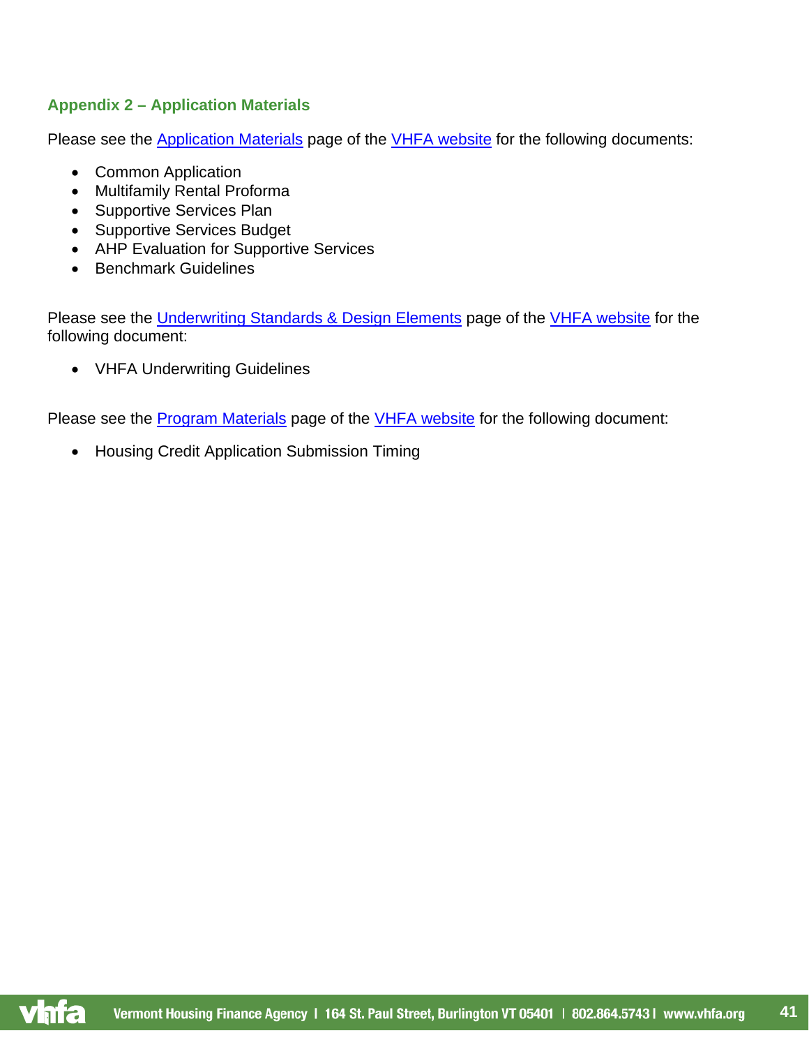## Appendix 2 – Application Materials

Please see the Application Materials page of the VHFA website for the following documents:

- Common Application
- Multifamily Rental Proforma
- Supportive Services Plan
- Supportive Services Budget
- AHP Evaluation for Supportive Services
- Benchmark Guidelines

Please see the Underwriting Standards & Design Elements page of the VHFA website for the following document:

- VHFA Underwriting Guidelines

Please see the Program Materials page of the VHFA website for the following document:

- Housing Credit Application Submission Timing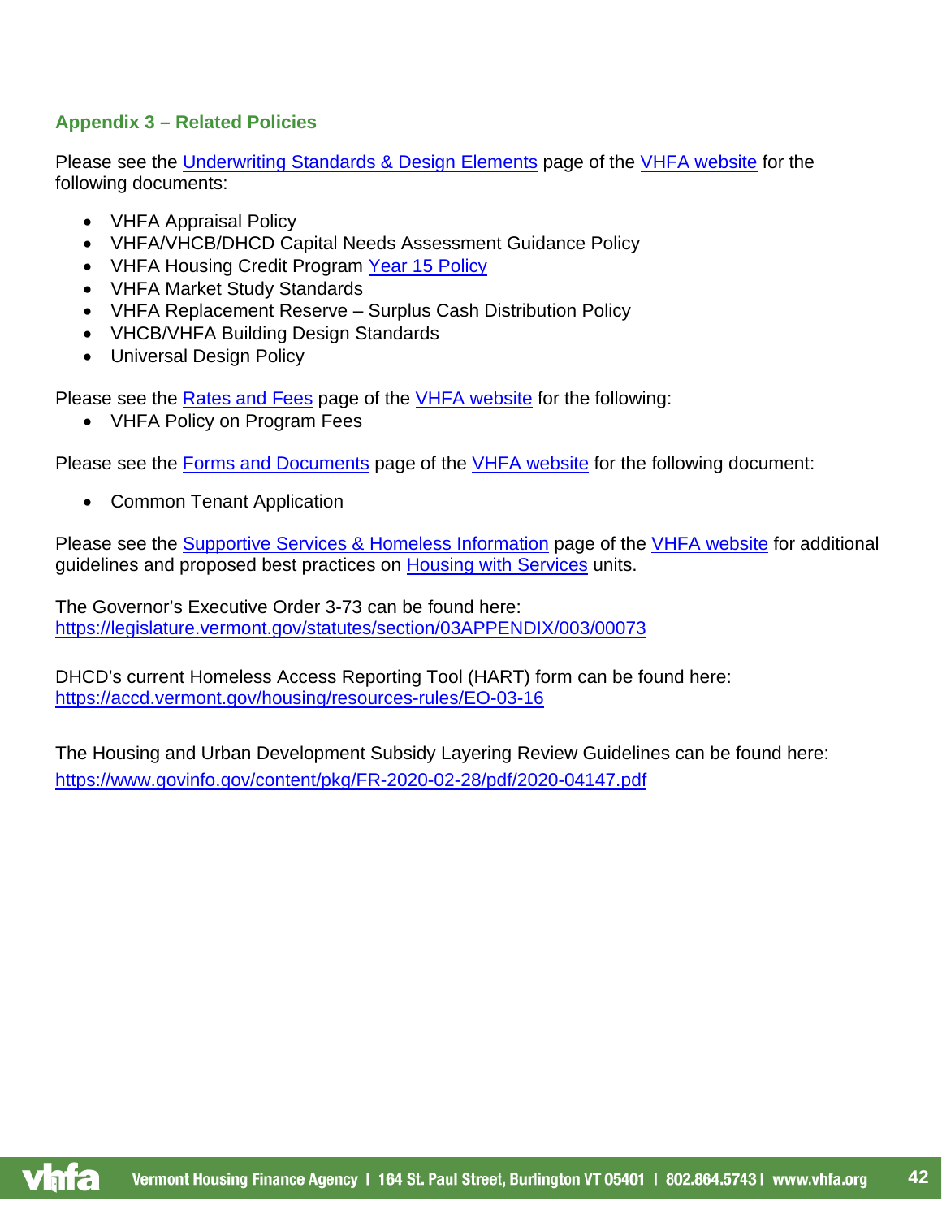## Appendix 3 – Related Policies

Please see the Underwriting Standards & Design Elements page of the VHFA website for the following documents:

- VHFA Appraisal Policy
- VHFA/VHCB/DHCD Capital Needs Assessment Guidance Policy
- VHFA Housing Credit Program Year 15 Policy
- VHFA Market Study Standards
- VHFA Replacement Reserve – Surplus Cash Distribution Policy
- VHCB/VHFA Building Design Standards
- Universal Design Policy

Please see the Rates and Fees page of the VHFA website for the following:

- VHFA Policy on Program Fees

Please see the Forms and Documents page of the VHFA website for the following document:

- Common Tenant Application

Please see the Supportive Services & Homeless Information page of the VHFA website for additional guidelines and proposed best practices on Housing with Services units.

The Governor's Executive Order 3-73 can be found here:
https://legislature.vermont.gov/statutes/section/03APPENDIX/003/00073

DHCD's current Homeless Access Reporting Tool (HART) form can be found here:
https://accd.vermont.gov/housing/resources-rules/EO-03-16

The Housing and Urban Development Subsidy Layering Review Guidelines can be found here:
https://www.govinfo.gov/content/pkg/FR-2020-02-28/pdf/2020-04147.pdf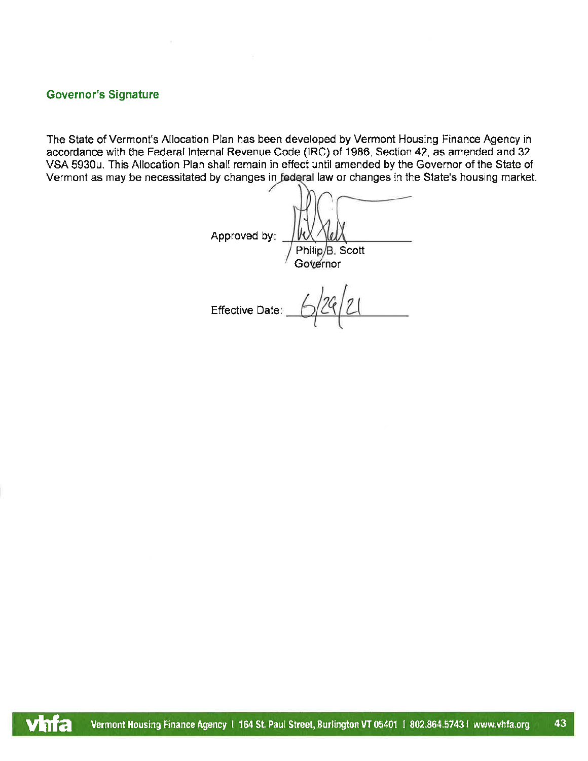## Governor's Signature

The State of Vermont's Allocation Plan has been developed by Vermont Housing Finance Agency in accordance with the Federal Internal Revenue Code (IRC) of 1986, Section 42, as amended and 32 VSA 5930u. This Allocation Plan shall remain in effect until amended by the Governor of the State of Vermont as may be necessitated by changes in federal law or changes in the State's housing market.

Approved by: ______________________
Philip B. Scott
Governor

Effective Date: 6/29/21